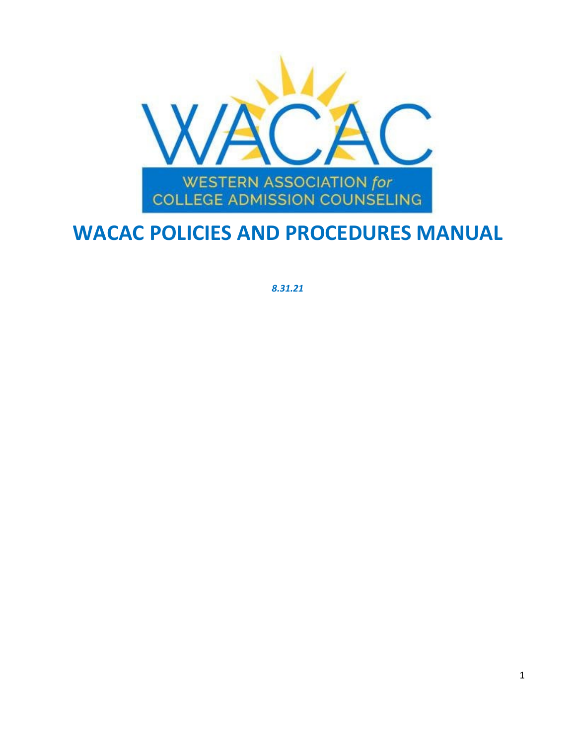WACAC

WESTERN ASSOCIATION *for* COLLEGE ADMISSION COUNSELING

# WACAC POLICIES AND PROCEDURES MANUAL

***8.31.21***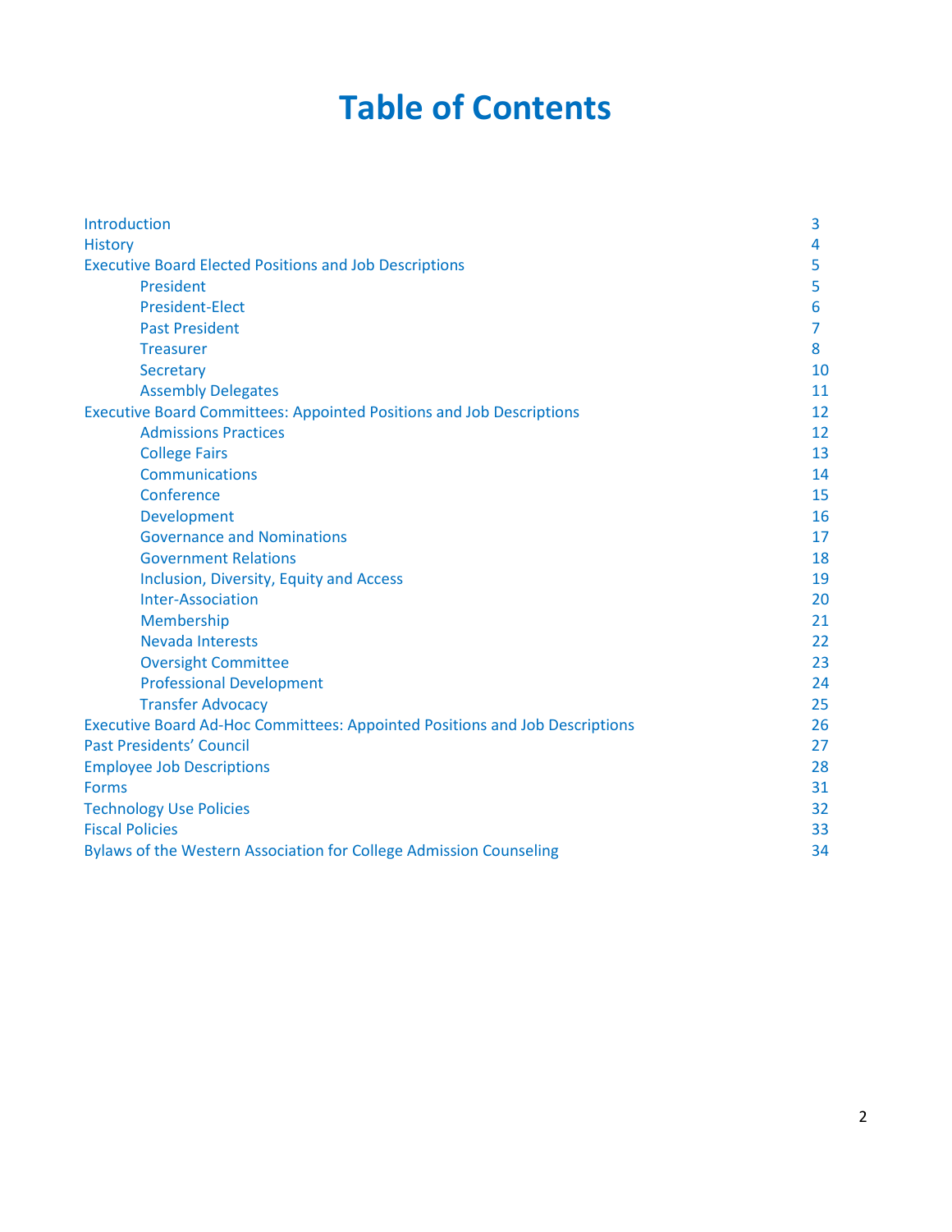# Table of Contents

| | |
|---|---|
| Introduction | 3 |
| History | 4 |
| Executive Board Elected Positions and Job Descriptions | 5 |
| President | 5 |
| President-Elect | 6 |
| Past President | 7 |
| Treasurer | 8 |
| Secretary | 10 |
| Assembly Delegates | 11 |
| Executive Board Committees: Appointed Positions and Job Descriptions | 12 |
| Admissions Practices | 12 |
| College Fairs | 13 |
| Communications | 14 |
| Conference | 15 |
| Development | 16 |
| Governance and Nominations | 17 |
| Government Relations | 18 |
| Inclusion, Diversity, Equity and Access | 19 |
| Inter-Association | 20 |
| Membership | 21 |
| Nevada Interests | 22 |
| Oversight Committee | 23 |
| Professional Development | 24 |
| Transfer Advocacy | 25 |
| Executive Board Ad-Hoc Committees: Appointed Positions and Job Descriptions | 26 |
| Past Presidents' Council | 27 |
| Employee Job Descriptions | 28 |
| Forms | 31 |
| Technology Use Policies | 32 |
| Fiscal Policies | 33 |
| Bylaws of the Western Association for College Admission Counseling | 34 |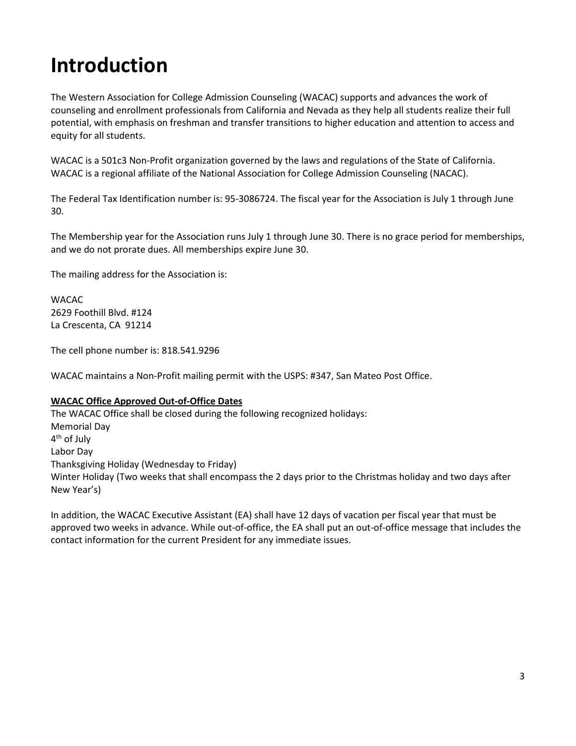# Introduction

The Western Association for College Admission Counseling (WACAC) supports and advances the work of counseling and enrollment professionals from California and Nevada as they help all students realize their full potential, with emphasis on freshman and transfer transitions to higher education and attention to access and equity for all students.

WACAC is a 501c3 Non-Profit organization governed by the laws and regulations of the State of California. WACAC is a regional affiliate of the National Association for College Admission Counseling (NACAC).

The Federal Tax Identification number is: 95-3086724. The fiscal year for the Association is July 1 through June 30.

The Membership year for the Association runs July 1 through June 30. There is no grace period for memberships, and we do not prorate dues. All memberships expire June 30.

The mailing address for the Association is:

WACAC  
2629 Foothill Blvd. #124  
La Crescenta, CA 91214

The cell phone number is: 818.541.9296

WACAC maintains a Non-Profit mailing permit with the USPS: #347, San Mateo Post Office.

**WACAC Office Approved Out-of-Office Dates**

The WACAC Office shall be closed during the following recognized holidays:  
Memorial Day  
4th of July  
Labor Day  
Thanksgiving Holiday (Wednesday to Friday)  
Winter Holiday (Two weeks that shall encompass the 2 days prior to the Christmas holiday and two days after New Year's)

In addition, the WACAC Executive Assistant (EA) shall have 12 days of vacation per fiscal year that must be approved two weeks in advance. While out-of-office, the EA shall put an out-of-office message that includes the contact information for the current President for any immediate issues.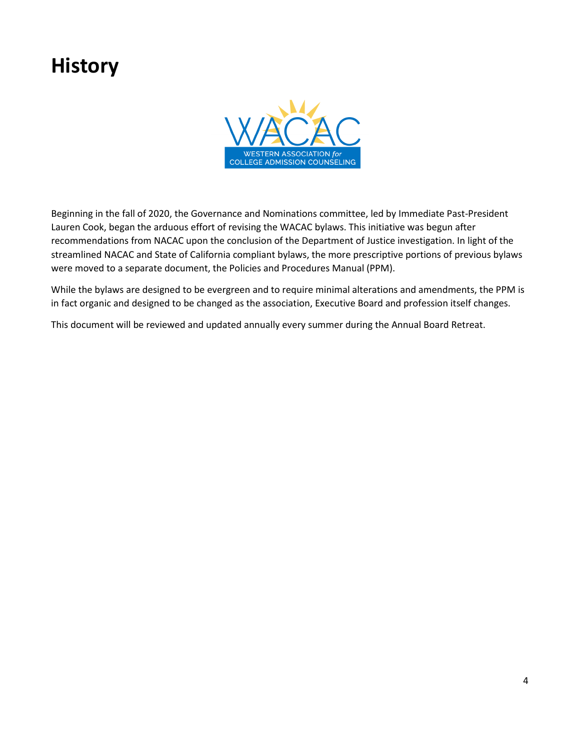# History

Beginning in the fall of 2020, the Governance and Nominations committee, led by Immediate Past-President Lauren Cook, began the arduous effort of revising the WACAC bylaws. This initiative was begun after recommendations from NACAC upon the conclusion of the Department of Justice investigation. In light of the streamlined NACAC and State of California compliant bylaws, the more prescriptive portions of previous bylaws were moved to a separate document, the Policies and Procedures Manual (PPM).

While the bylaws are designed to be evergreen and to require minimal alterations and amendments, the PPM is in fact organic and designed to be changed as the association, Executive Board and profession itself changes.

This document will be reviewed and updated annually every summer during the Annual Board Retreat.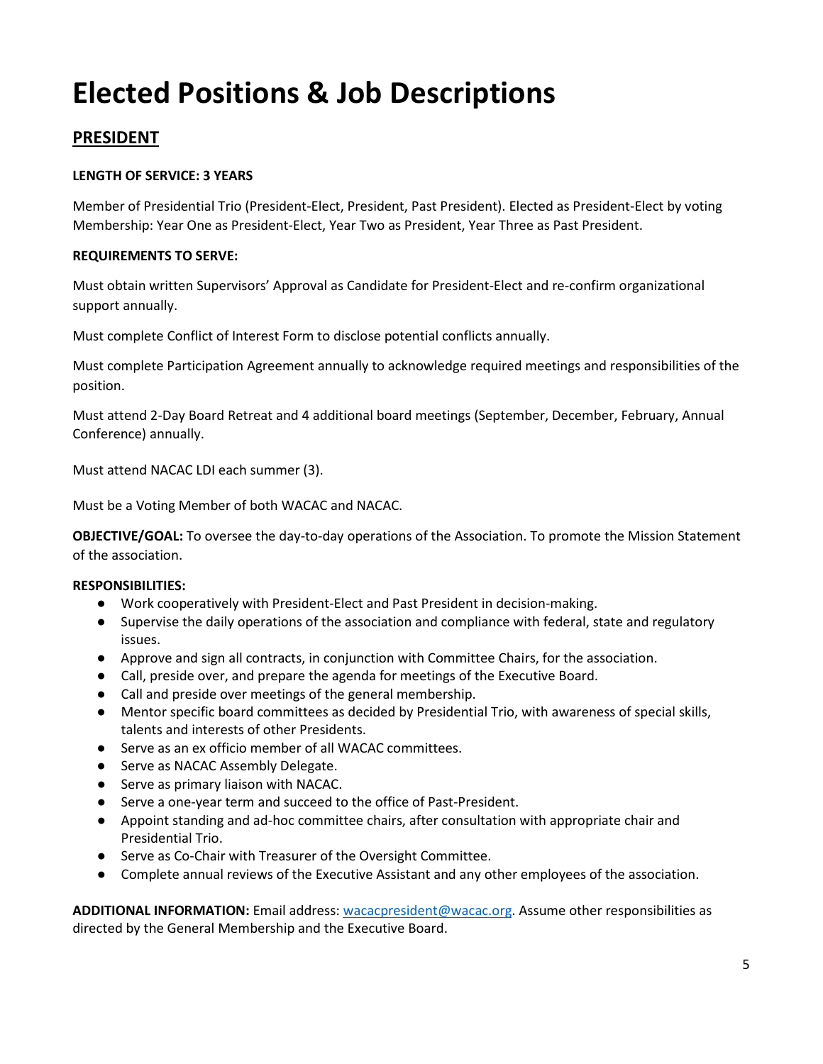# Elected Positions & Job Descriptions

## PRESIDENT

**LENGTH OF SERVICE: 3 YEARS**

Member of Presidential Trio (President-Elect, President, Past President). Elected as President-Elect by voting Membership: Year One as President-Elect, Year Two as President, Year Three as Past President.

**REQUIREMENTS TO SERVE:**

Must obtain written Supervisors' Approval as Candidate for President-Elect and re-confirm organizational support annually.

Must complete Conflict of Interest Form to disclose potential conflicts annually.

Must complete Participation Agreement annually to acknowledge required meetings and responsibilities of the position.

Must attend 2-Day Board Retreat and 4 additional board meetings (September, December, February, Annual Conference) annually.

Must attend NACAC LDI each summer (3).

Must be a Voting Member of both WACAC and NACAC.

**OBJECTIVE/GOAL:** To oversee the day-to-day operations of the Association. To promote the Mission Statement of the association.

**RESPONSIBILITIES:**

- Work cooperatively with President-Elect and Past President in decision-making.
- Supervise the daily operations of the association and compliance with federal, state and regulatory issues.
- Approve and sign all contracts, in conjunction with Committee Chairs, for the association.
- Call, preside over, and prepare the agenda for meetings of the Executive Board.
- Call and preside over meetings of the general membership.
- Mentor specific board committees as decided by Presidential Trio, with awareness of special skills, talents and interests of other Presidents.
- Serve as an ex officio member of all WACAC committees.
- Serve as NACAC Assembly Delegate.
- Serve as primary liaison with NACAC.
- Serve a one-year term and succeed to the office of Past-President.
- Appoint standing and ad-hoc committee chairs, after consultation with appropriate chair and Presidential Trio.
- Serve as Co-Chair with Treasurer of the Oversight Committee.
- Complete annual reviews of the Executive Assistant and any other employees of the association.

**ADDITIONAL INFORMATION:** Email address: wacacpresident@wacac.org. Assume other responsibilities as directed by the General Membership and the Executive Board.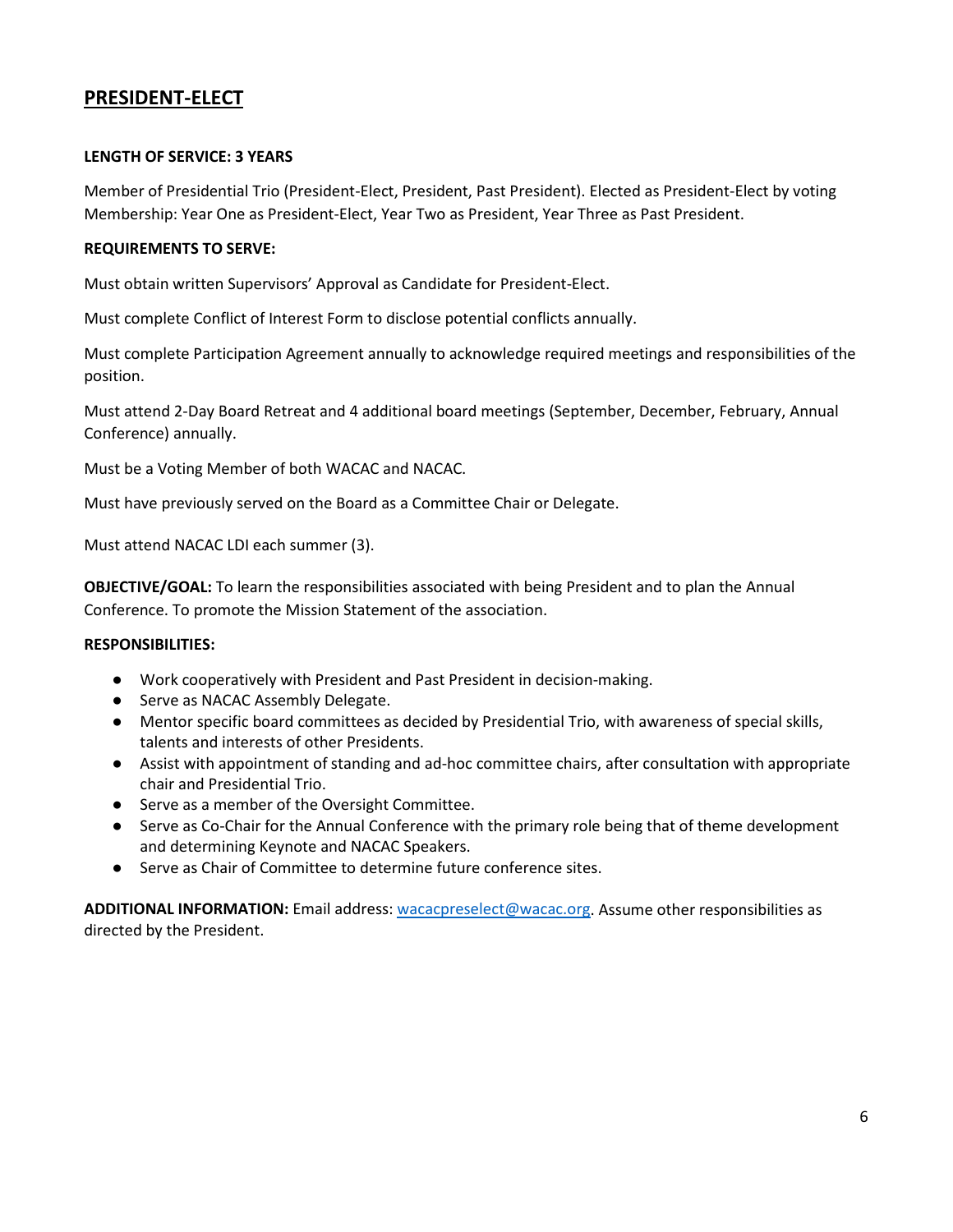## PRESIDENT-ELECT

**LENGTH OF SERVICE: 3 YEARS**

Member of Presidential Trio (President-Elect, President, Past President). Elected as President-Elect by voting Membership: Year One as President-Elect, Year Two as President, Year Three as Past President.

**REQUIREMENTS TO SERVE:**

Must obtain written Supervisors' Approval as Candidate for President-Elect.

Must complete Conflict of Interest Form to disclose potential conflicts annually.

Must complete Participation Agreement annually to acknowledge required meetings and responsibilities of the position.

Must attend 2-Day Board Retreat and 4 additional board meetings (September, December, February, Annual Conference) annually.

Must be a Voting Member of both WACAC and NACAC.

Must have previously served on the Board as a Committee Chair or Delegate.

Must attend NACAC LDI each summer (3).

**OBJECTIVE/GOAL:** To learn the responsibilities associated with being President and to plan the Annual Conference. To promote the Mission Statement of the association.

**RESPONSIBILITIES:**

- Work cooperatively with President and Past President in decision-making.
- Serve as NACAC Assembly Delegate.
- Mentor specific board committees as decided by Presidential Trio, with awareness of special skills, talents and interests of other Presidents.
- Assist with appointment of standing and ad-hoc committee chairs, after consultation with appropriate chair and Presidential Trio.
- Serve as a member of the Oversight Committee.
- Serve as Co-Chair for the Annual Conference with the primary role being that of theme development and determining Keynote and NACAC Speakers.
- Serve as Chair of Committee to determine future conference sites.

**ADDITIONAL INFORMATION:** Email address: wacacpreselect@wacac.org. Assume other responsibilities as directed by the President.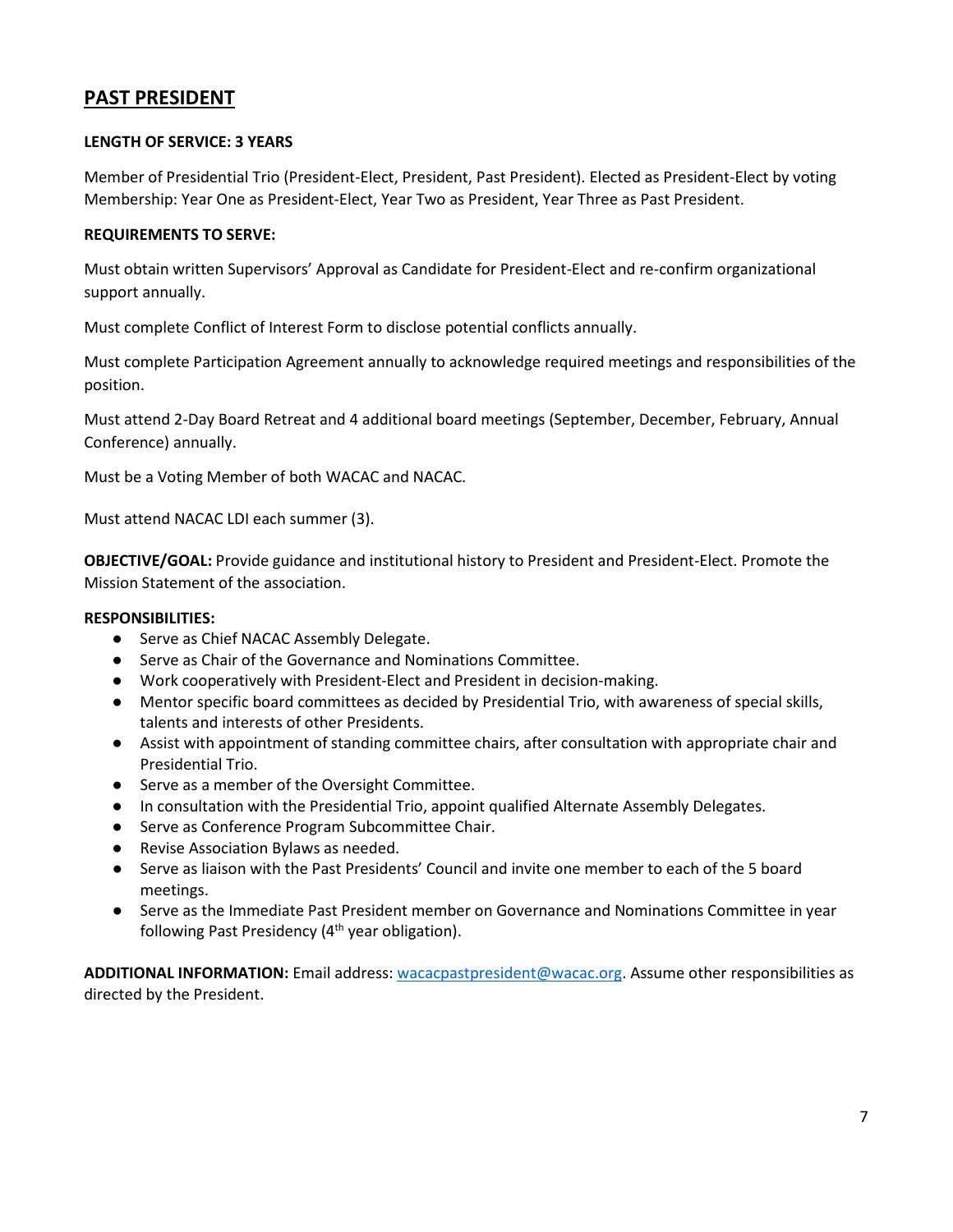## PAST PRESIDENT

**LENGTH OF SERVICE: 3 YEARS**

Member of Presidential Trio (President-Elect, President, Past President). Elected as President-Elect by voting Membership: Year One as President-Elect, Year Two as President, Year Three as Past President.

**REQUIREMENTS TO SERVE:**

Must obtain written Supervisors' Approval as Candidate for President-Elect and re-confirm organizational support annually.

Must complete Conflict of Interest Form to disclose potential conflicts annually.

Must complete Participation Agreement annually to acknowledge required meetings and responsibilities of the position.

Must attend 2-Day Board Retreat and 4 additional board meetings (September, December, February, Annual Conference) annually.

Must be a Voting Member of both WACAC and NACAC.

Must attend NACAC LDI each summer (3).

**OBJECTIVE/GOAL:** Provide guidance and institutional history to President and President-Elect. Promote the Mission Statement of the association.

**RESPONSIBILITIES:**

- Serve as Chief NACAC Assembly Delegate.
- Serve as Chair of the Governance and Nominations Committee.
- Work cooperatively with President-Elect and President in decision-making.
- Mentor specific board committees as decided by Presidential Trio, with awareness of special skills, talents and interests of other Presidents.
- Assist with appointment of standing committee chairs, after consultation with appropriate chair and Presidential Trio.
- Serve as a member of the Oversight Committee.
- In consultation with the Presidential Trio, appoint qualified Alternate Assembly Delegates.
- Serve as Conference Program Subcommittee Chair.
- Revise Association Bylaws as needed.
- Serve as liaison with the Past Presidents' Council and invite one member to each of the 5 board meetings.
- Serve as the Immediate Past President member on Governance and Nominations Committee in year following Past Presidency (4th year obligation).

**ADDITIONAL INFORMATION:** Email address: wacacpastpresident@wacac.org. Assume other responsibilities as directed by the President.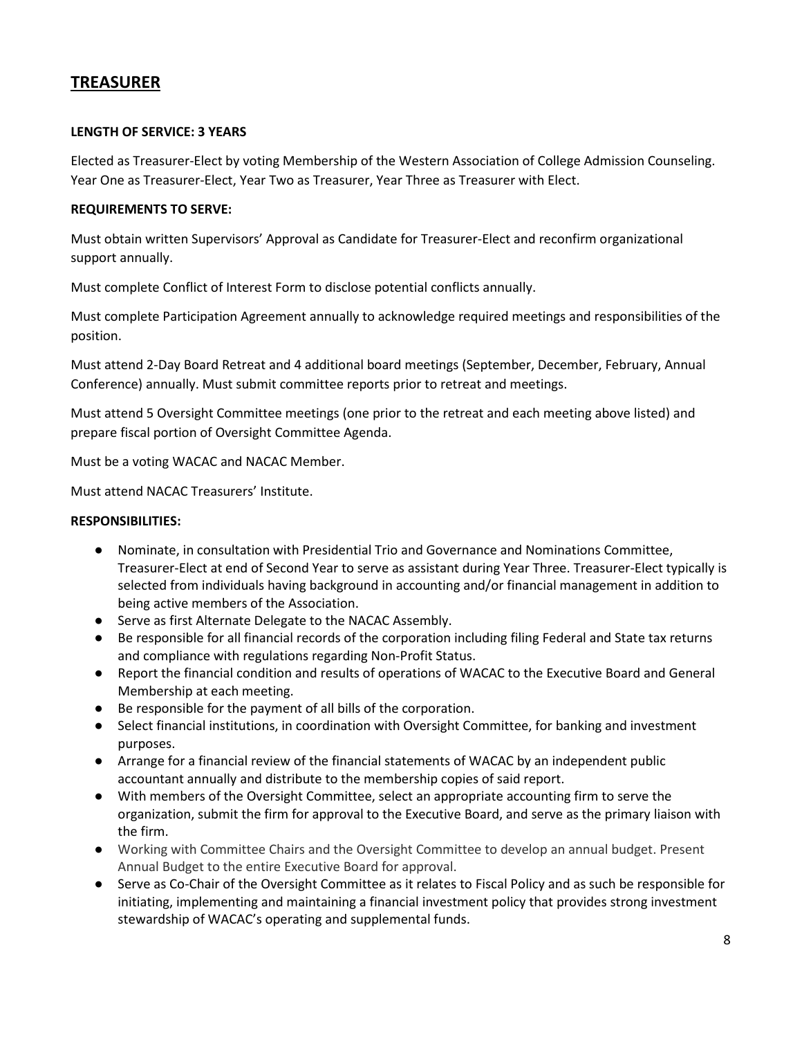## TREASURER

**LENGTH OF SERVICE: 3 YEARS**

Elected as Treasurer-Elect by voting Membership of the Western Association of College Admission Counseling. Year One as Treasurer-Elect, Year Two as Treasurer, Year Three as Treasurer with Elect.

**REQUIREMENTS TO SERVE:**

Must obtain written Supervisors' Approval as Candidate for Treasurer-Elect and reconfirm organizational support annually.

Must complete Conflict of Interest Form to disclose potential conflicts annually.

Must complete Participation Agreement annually to acknowledge required meetings and responsibilities of the position.

Must attend 2-Day Board Retreat and 4 additional board meetings (September, December, February, Annual Conference) annually. Must submit committee reports prior to retreat and meetings.

Must attend 5 Oversight Committee meetings (one prior to the retreat and each meeting above listed) and prepare fiscal portion of Oversight Committee Agenda.

Must be a voting WACAC and NACAC Member.

Must attend NACAC Treasurers' Institute.

**RESPONSIBILITIES:**

- Nominate, in consultation with Presidential Trio and Governance and Nominations Committee, Treasurer-Elect at end of Second Year to serve as assistant during Year Three. Treasurer-Elect typically is selected from individuals having background in accounting and/or financial management in addition to being active members of the Association.
- Serve as first Alternate Delegate to the NACAC Assembly.
- Be responsible for all financial records of the corporation including filing Federal and State tax returns and compliance with regulations regarding Non-Profit Status.
- Report the financial condition and results of operations of WACAC to the Executive Board and General Membership at each meeting.
- Be responsible for the payment of all bills of the corporation.
- Select financial institutions, in coordination with Oversight Committee, for banking and investment purposes.
- Arrange for a financial review of the financial statements of WACAC by an independent public accountant annually and distribute to the membership copies of said report.
- With members of the Oversight Committee, select an appropriate accounting firm to serve the organization, submit the firm for approval to the Executive Board, and serve as the primary liaison with the firm.
- Working with Committee Chairs and the Oversight Committee to develop an annual budget. Present Annual Budget to the entire Executive Board for approval.
- Serve as Co-Chair of the Oversight Committee as it relates to Fiscal Policy and as such be responsible for initiating, implementing and maintaining a financial investment policy that provides strong investment stewardship of WACAC's operating and supplemental funds.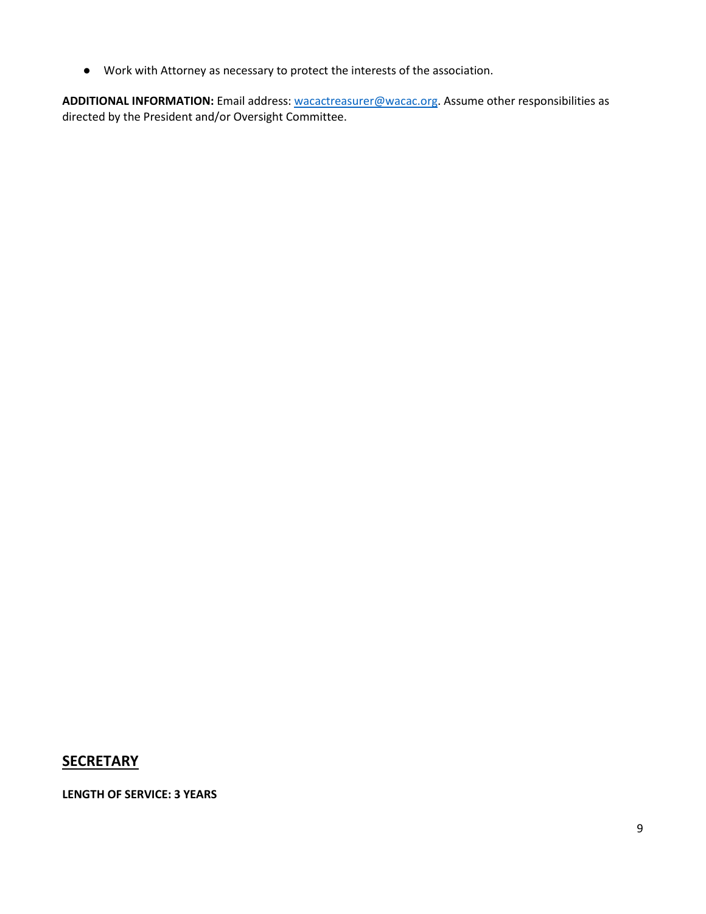- Work with Attorney as necessary to protect the interests of the association.

**ADDITIONAL INFORMATION:** Email address: [wacactreasurer@wacac.org](mailto:wacactreasurer@wacac.org). Assume other responsibilities as directed by the President and/or Oversight Committee.

## SECRETARY

**LENGTH OF SERVICE: 3 YEARS**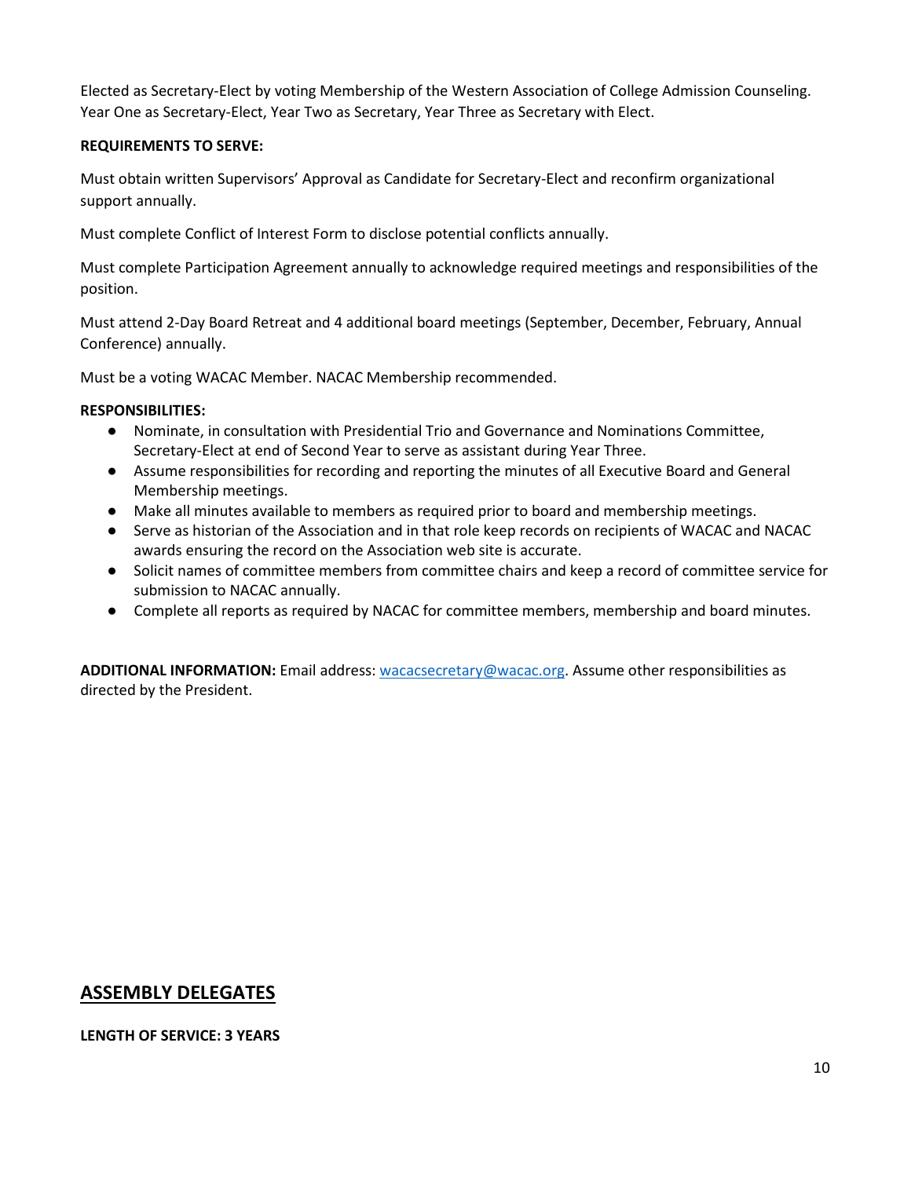Elected as Secretary-Elect by voting Membership of the Western Association of College Admission Counseling. Year One as Secretary-Elect, Year Two as Secretary, Year Three as Secretary with Elect.

**REQUIREMENTS TO SERVE:**

Must obtain written Supervisors' Approval as Candidate for Secretary-Elect and reconfirm organizational support annually.

Must complete Conflict of Interest Form to disclose potential conflicts annually.

Must complete Participation Agreement annually to acknowledge required meetings and responsibilities of the position.

Must attend 2-Day Board Retreat and 4 additional board meetings (September, December, February, Annual Conference) annually.

Must be a voting WACAC Member. NACAC Membership recommended.

**RESPONSIBILITIES:**

- Nominate, in consultation with Presidential Trio and Governance and Nominations Committee, Secretary-Elect at end of Second Year to serve as assistant during Year Three.
- Assume responsibilities for recording and reporting the minutes of all Executive Board and General Membership meetings.
- Make all minutes available to members as required prior to board and membership meetings.
- Serve as historian of the Association and in that role keep records on recipients of WACAC and NACAC awards ensuring the record on the Association web site is accurate.
- Solicit names of committee members from committee chairs and keep a record of committee service for submission to NACAC annually.
- Complete all reports as required by NACAC for committee members, membership and board minutes.

**ADDITIONAL INFORMATION:** Email address: [wacacsecretary@wacac.org](mailto:wacacsecretary@wacac.org). Assume other responsibilities as directed by the President.

## ASSEMBLY DELEGATES

**LENGTH OF SERVICE: 3 YEARS**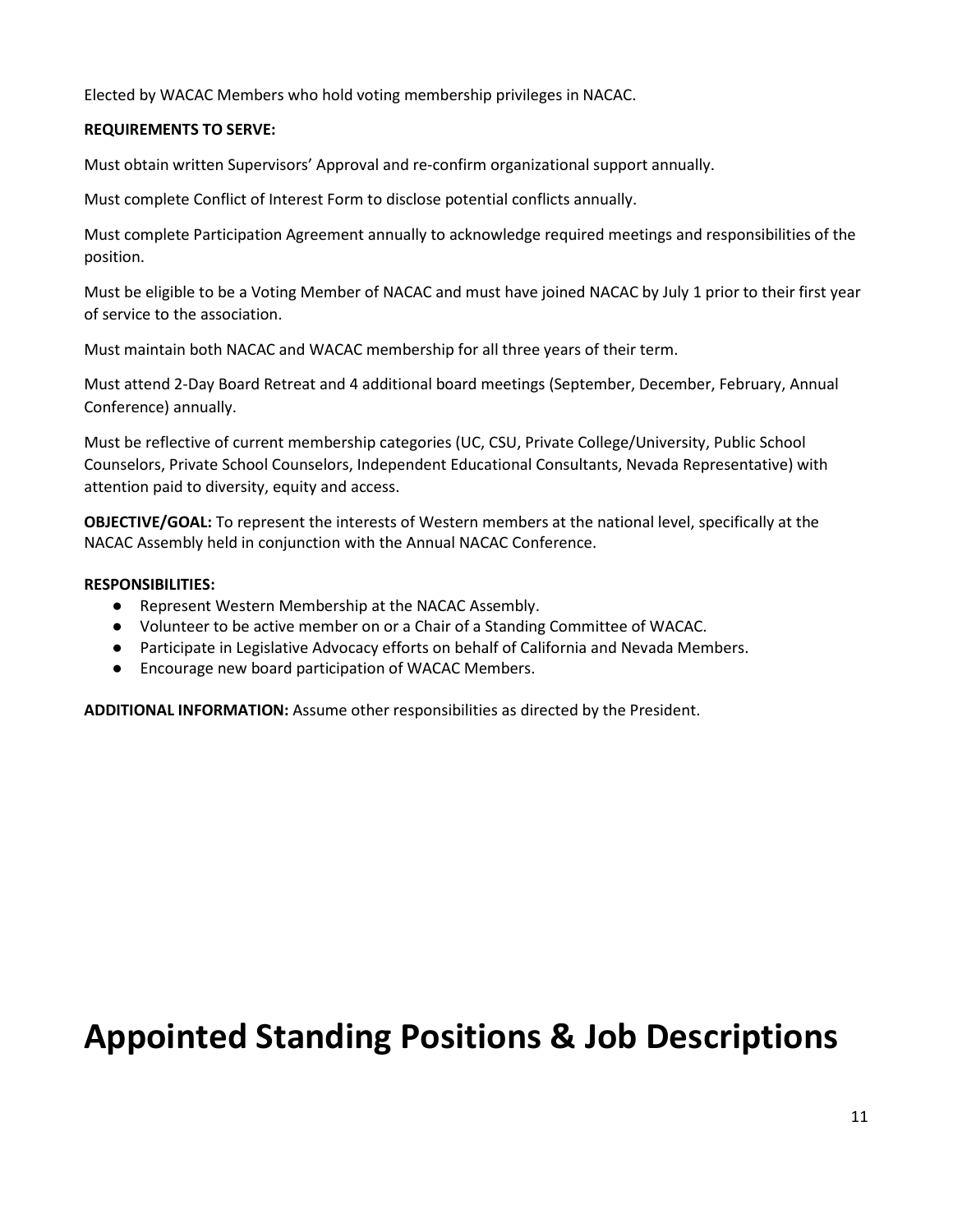Elected by WACAC Members who hold voting membership privileges in NACAC.

**REQUIREMENTS TO SERVE:**

Must obtain written Supervisors' Approval and re-confirm organizational support annually.

Must complete Conflict of Interest Form to disclose potential conflicts annually.

Must complete Participation Agreement annually to acknowledge required meetings and responsibilities of the position.

Must be eligible to be a Voting Member of NACAC and must have joined NACAC by July 1 prior to their first year of service to the association.

Must maintain both NACAC and WACAC membership for all three years of their term.

Must attend 2-Day Board Retreat and 4 additional board meetings (September, December, February, Annual Conference) annually.

Must be reflective of current membership categories (UC, CSU, Private College/University, Public School Counselors, Private School Counselors, Independent Educational Consultants, Nevada Representative) with attention paid to diversity, equity and access.

**OBJECTIVE/GOAL:** To represent the interests of Western members at the national level, specifically at the NACAC Assembly held in conjunction with the Annual NACAC Conference.

**RESPONSIBILITIES:**

- Represent Western Membership at the NACAC Assembly.
- Volunteer to be active member on or a Chair of a Standing Committee of WACAC.
- Participate in Legislative Advocacy efforts on behalf of California and Nevada Members.
- Encourage new board participation of WACAC Members.

**ADDITIONAL INFORMATION:** Assume other responsibilities as directed by the President.

# Appointed Standing Positions & Job Descriptions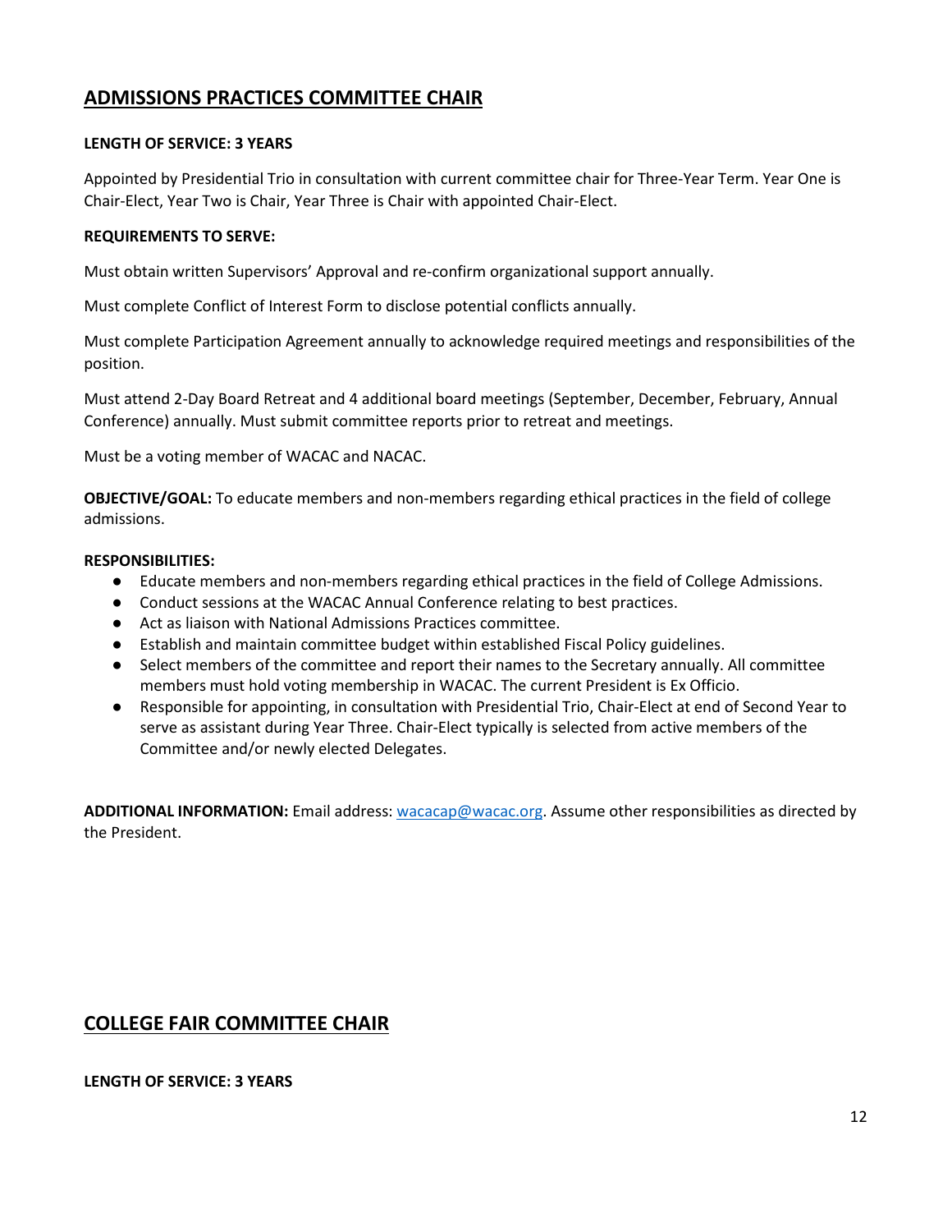## ADMISSIONS PRACTICES COMMITTEE CHAIR

**LENGTH OF SERVICE: 3 YEARS**

Appointed by Presidential Trio in consultation with current committee chair for Three-Year Term. Year One is Chair-Elect, Year Two is Chair, Year Three is Chair with appointed Chair-Elect.

**REQUIREMENTS TO SERVE:**

Must obtain written Supervisors' Approval and re-confirm organizational support annually.

Must complete Conflict of Interest Form to disclose potential conflicts annually.

Must complete Participation Agreement annually to acknowledge required meetings and responsibilities of the position.

Must attend 2-Day Board Retreat and 4 additional board meetings (September, December, February, Annual Conference) annually. Must submit committee reports prior to retreat and meetings.

Must be a voting member of WACAC and NACAC.

**OBJECTIVE/GOAL:** To educate members and non-members regarding ethical practices in the field of college admissions.

**RESPONSIBILITIES:**

- Educate members and non-members regarding ethical practices in the field of College Admissions.
- Conduct sessions at the WACAC Annual Conference relating to best practices.
- Act as liaison with National Admissions Practices committee.
- Establish and maintain committee budget within established Fiscal Policy guidelines.
- Select members of the committee and report their names to the Secretary annually. All committee members must hold voting membership in WACAC. The current President is Ex Officio.
- Responsible for appointing, in consultation with Presidential Trio, Chair-Elect at end of Second Year to serve as assistant during Year Three. Chair-Elect typically is selected from active members of the Committee and/or newly elected Delegates.

**ADDITIONAL INFORMATION:** Email address: wacacap@wacac.org. Assume other responsibilities as directed by the President.

## COLLEGE FAIR COMMITTEE CHAIR

**LENGTH OF SERVICE: 3 YEARS**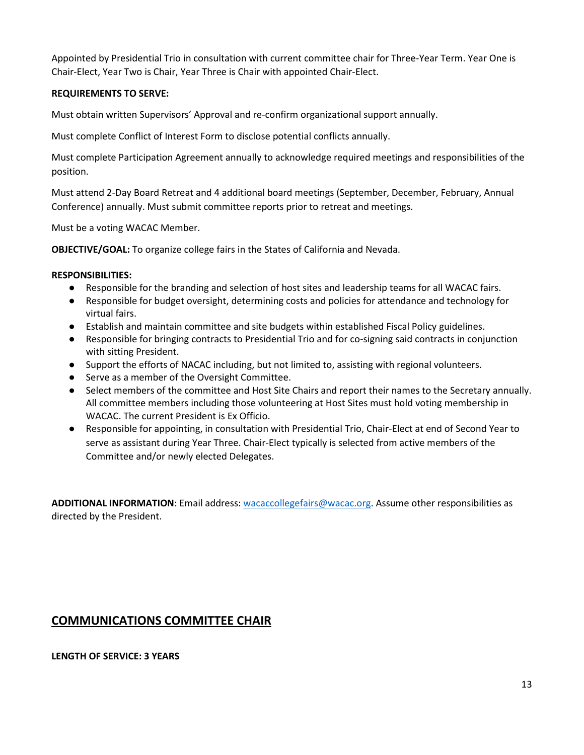Appointed by Presidential Trio in consultation with current committee chair for Three-Year Term. Year One is Chair-Elect, Year Two is Chair, Year Three is Chair with appointed Chair-Elect.

**REQUIREMENTS TO SERVE:**

Must obtain written Supervisors' Approval and re-confirm organizational support annually.

Must complete Conflict of Interest Form to disclose potential conflicts annually.

Must complete Participation Agreement annually to acknowledge required meetings and responsibilities of the position.

Must attend 2-Day Board Retreat and 4 additional board meetings (September, December, February, Annual Conference) annually. Must submit committee reports prior to retreat and meetings.

Must be a voting WACAC Member.

**OBJECTIVE/GOAL:** To organize college fairs in the States of California and Nevada.

**RESPONSIBILITIES:**

- Responsible for the branding and selection of host sites and leadership teams for all WACAC fairs.
- Responsible for budget oversight, determining costs and policies for attendance and technology for virtual fairs.
- Establish and maintain committee and site budgets within established Fiscal Policy guidelines.
- Responsible for bringing contracts to Presidential Trio and for co-signing said contracts in conjunction with sitting President.
- Support the efforts of NACAC including, but not limited to, assisting with regional volunteers.
- Serve as a member of the Oversight Committee.
- Select members of the committee and Host Site Chairs and report their names to the Secretary annually. All committee members including those volunteering at Host Sites must hold voting membership in WACAC. The current President is Ex Officio.
- Responsible for appointing, in consultation with Presidential Trio, Chair-Elect at end of Second Year to serve as assistant during Year Three. Chair-Elect typically is selected from active members of the Committee and/or newly elected Delegates.

**ADDITIONAL INFORMATION**: Email address: wacaccollegefairs@wacac.org. Assume other responsibilities as directed by the President.

## COMMUNICATIONS COMMITTEE CHAIR

**LENGTH OF SERVICE: 3 YEARS**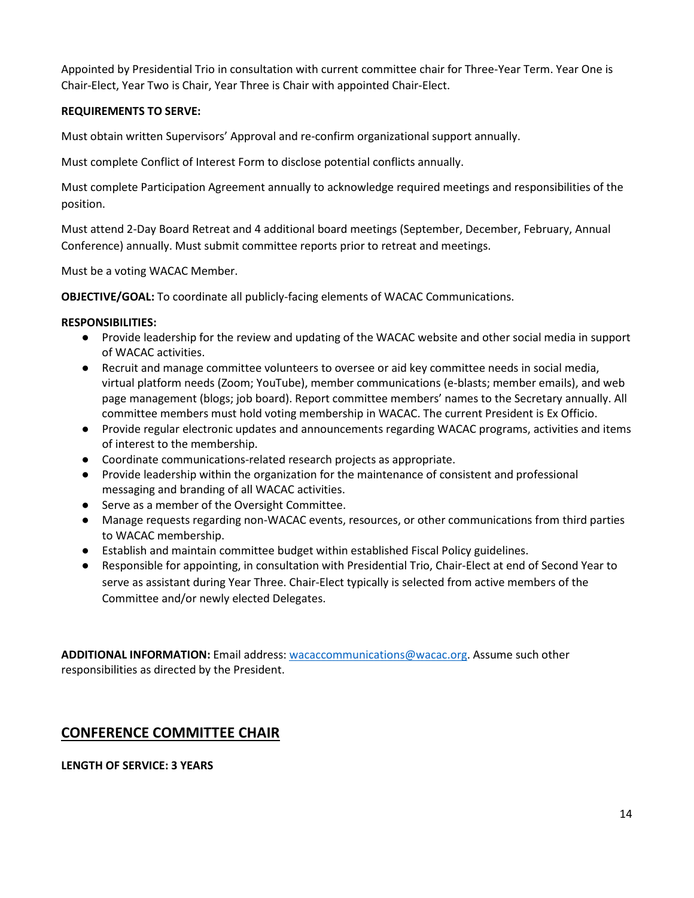Appointed by Presidential Trio in consultation with current committee chair for Three-Year Term. Year One is Chair-Elect, Year Two is Chair, Year Three is Chair with appointed Chair-Elect.

**REQUIREMENTS TO SERVE:**

Must obtain written Supervisors' Approval and re-confirm organizational support annually.

Must complete Conflict of Interest Form to disclose potential conflicts annually.

Must complete Participation Agreement annually to acknowledge required meetings and responsibilities of the position.

Must attend 2-Day Board Retreat and 4 additional board meetings (September, December, February, Annual Conference) annually. Must submit committee reports prior to retreat and meetings.

Must be a voting WACAC Member.

**OBJECTIVE/GOAL:** To coordinate all publicly-facing elements of WACAC Communications.

**RESPONSIBILITIES:**

- Provide leadership for the review and updating of the WACAC website and other social media in support of WACAC activities.
- Recruit and manage committee volunteers to oversee or aid key committee needs in social media, virtual platform needs (Zoom; YouTube), member communications (e-blasts; member emails), and web page management (blogs; job board). Report committee members' names to the Secretary annually. All committee members must hold voting membership in WACAC. The current President is Ex Officio.
- Provide regular electronic updates and announcements regarding WACAC programs, activities and items of interest to the membership.
- Coordinate communications-related research projects as appropriate.
- Provide leadership within the organization for the maintenance of consistent and professional messaging and branding of all WACAC activities.
- Serve as a member of the Oversight Committee.
- Manage requests regarding non-WACAC events, resources, or other communications from third parties to WACAC membership.
- Establish and maintain committee budget within established Fiscal Policy guidelines.
- Responsible for appointing, in consultation with Presidential Trio, Chair-Elect at end of Second Year to serve as assistant during Year Three. Chair-Elect typically is selected from active members of the Committee and/or newly elected Delegates.

**ADDITIONAL INFORMATION:** Email address: wacaccommunications@wacac.org. Assume such other responsibilities as directed by the President.

## CONFERENCE COMMITTEE CHAIR

**LENGTH OF SERVICE: 3 YEARS**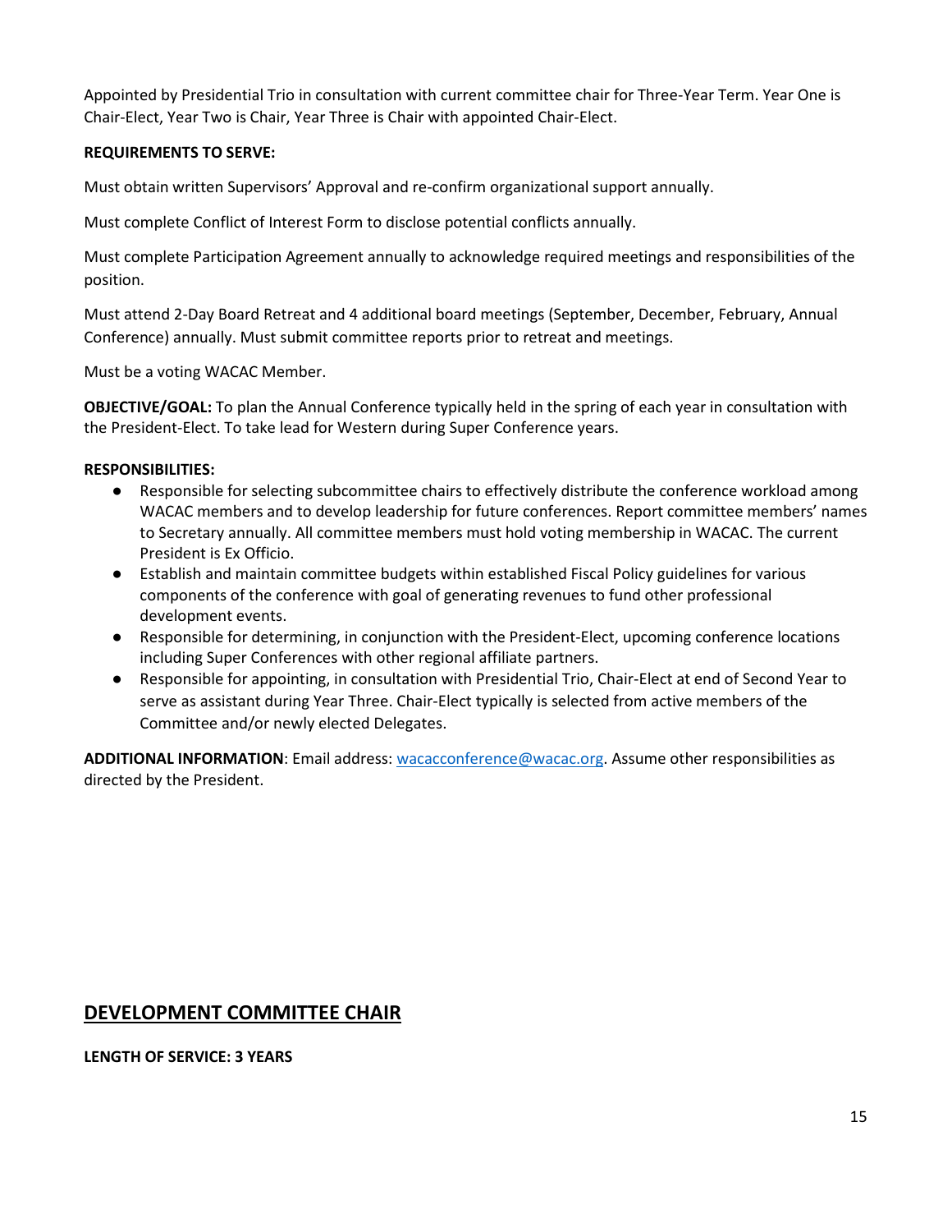Appointed by Presidential Trio in consultation with current committee chair for Three-Year Term. Year One is Chair-Elect, Year Two is Chair, Year Three is Chair with appointed Chair-Elect.

**REQUIREMENTS TO SERVE:**

Must obtain written Supervisors' Approval and re-confirm organizational support annually.

Must complete Conflict of Interest Form to disclose potential conflicts annually.

Must complete Participation Agreement annually to acknowledge required meetings and responsibilities of the position.

Must attend 2-Day Board Retreat and 4 additional board meetings (September, December, February, Annual Conference) annually. Must submit committee reports prior to retreat and meetings.

Must be a voting WACAC Member.

**OBJECTIVE/GOAL:** To plan the Annual Conference typically held in the spring of each year in consultation with the President-Elect. To take lead for Western during Super Conference years.

**RESPONSIBILITIES:**

- Responsible for selecting subcommittee chairs to effectively distribute the conference workload among WACAC members and to develop leadership for future conferences. Report committee members' names to Secretary annually. All committee members must hold voting membership in WACAC. The current President is Ex Officio.
- Establish and maintain committee budgets within established Fiscal Policy guidelines for various components of the conference with goal of generating revenues to fund other professional development events.
- Responsible for determining, in conjunction with the President-Elect, upcoming conference locations including Super Conferences with other regional affiliate partners.
- Responsible for appointing, in consultation with Presidential Trio, Chair-Elect at end of Second Year to serve as assistant during Year Three. Chair-Elect typically is selected from active members of the Committee and/or newly elected Delegates.

**ADDITIONAL INFORMATION**: Email address: wacacconference@wacac.org. Assume other responsibilities as directed by the President.

## DEVELOPMENT COMMITTEE CHAIR

**LENGTH OF SERVICE: 3 YEARS**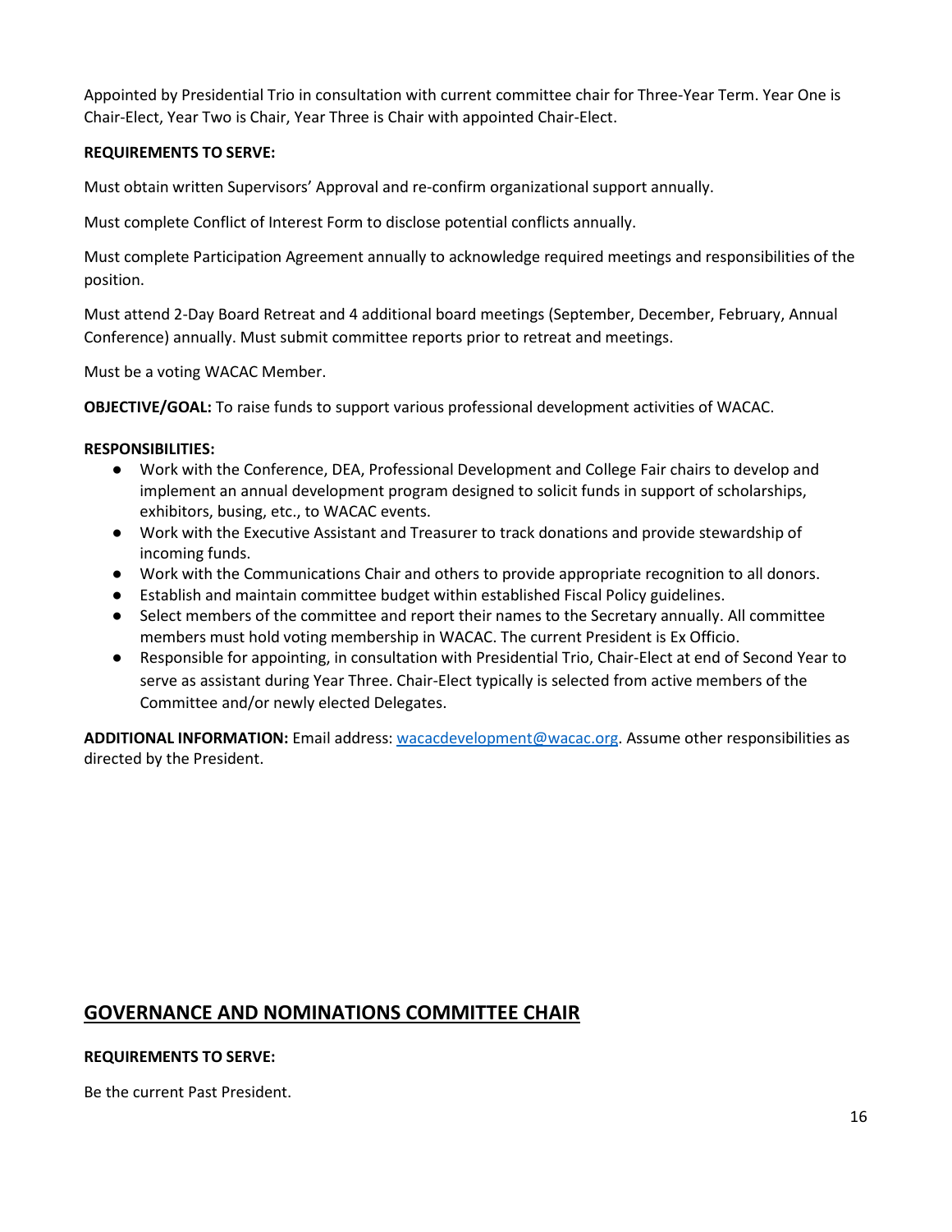Appointed by Presidential Trio in consultation with current committee chair for Three-Year Term. Year One is Chair-Elect, Year Two is Chair, Year Three is Chair with appointed Chair-Elect.

**REQUIREMENTS TO SERVE:**

Must obtain written Supervisors' Approval and re-confirm organizational support annually.

Must complete Conflict of Interest Form to disclose potential conflicts annually.

Must complete Participation Agreement annually to acknowledge required meetings and responsibilities of the position.

Must attend 2-Day Board Retreat and 4 additional board meetings (September, December, February, Annual Conference) annually. Must submit committee reports prior to retreat and meetings.

Must be a voting WACAC Member.

**OBJECTIVE/GOAL:** To raise funds to support various professional development activities of WACAC.

**RESPONSIBILITIES:**

- Work with the Conference, DEA, Professional Development and College Fair chairs to develop and implement an annual development program designed to solicit funds in support of scholarships, exhibitors, busing, etc., to WACAC events.
- Work with the Executive Assistant and Treasurer to track donations and provide stewardship of incoming funds.
- Work with the Communications Chair and others to provide appropriate recognition to all donors.
- Establish and maintain committee budget within established Fiscal Policy guidelines.
- Select members of the committee and report their names to the Secretary annually. All committee members must hold voting membership in WACAC. The current President is Ex Officio.
- Responsible for appointing, in consultation with Presidential Trio, Chair-Elect at end of Second Year to serve as assistant during Year Three. Chair-Elect typically is selected from active members of the Committee and/or newly elected Delegates.

**ADDITIONAL INFORMATION:** Email address: wacacdevelopment@wacac.org. Assume other responsibilities as directed by the President.

## GOVERNANCE AND NOMINATIONS COMMITTEE CHAIR

**REQUIREMENTS TO SERVE:**

Be the current Past President.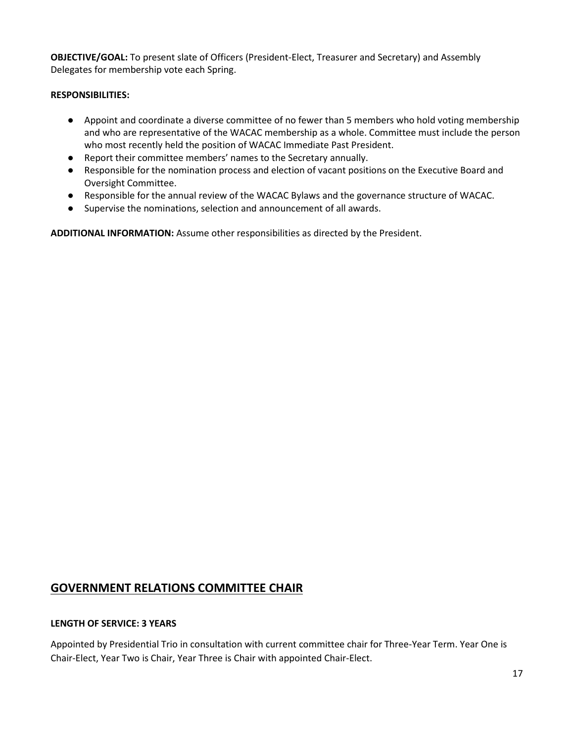**OBJECTIVE/GOAL:** To present slate of Officers (President-Elect, Treasurer and Secretary) and Assembly Delegates for membership vote each Spring.

**RESPONSIBILITIES:**

- Appoint and coordinate a diverse committee of no fewer than 5 members who hold voting membership and who are representative of the WACAC membership as a whole. Committee must include the person who most recently held the position of WACAC Immediate Past President.
- Report their committee members' names to the Secretary annually.
- Responsible for the nomination process and election of vacant positions on the Executive Board and Oversight Committee.
- Responsible for the annual review of the WACAC Bylaws and the governance structure of WACAC.
- Supervise the nominations, selection and announcement of all awards.

**ADDITIONAL INFORMATION:** Assume other responsibilities as directed by the President.

## GOVERNMENT RELATIONS COMMITTEE CHAIR

**LENGTH OF SERVICE: 3 YEARS**

Appointed by Presidential Trio in consultation with current committee chair for Three-Year Term. Year One is Chair-Elect, Year Two is Chair, Year Three is Chair with appointed Chair-Elect.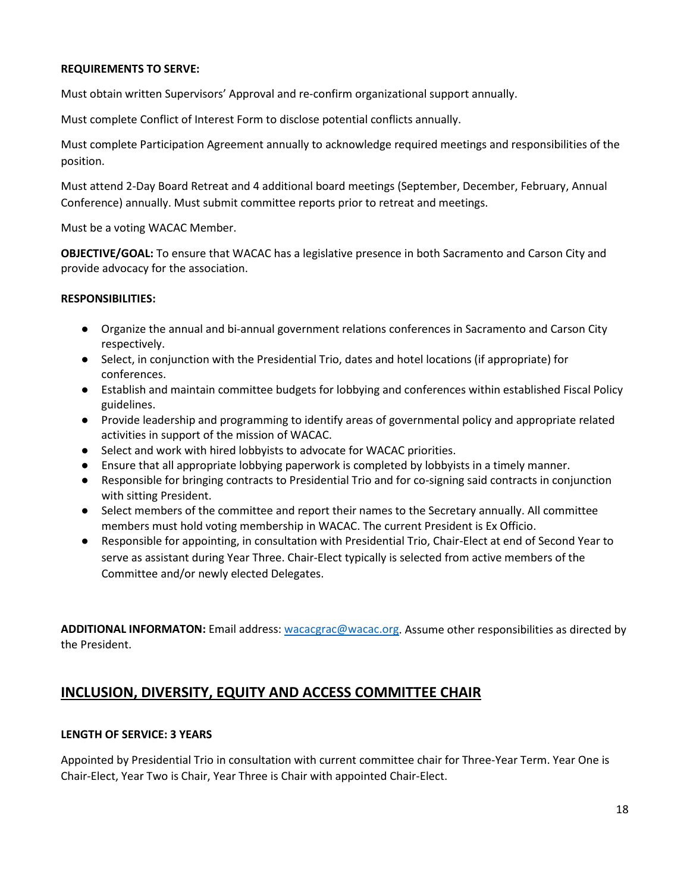**REQUIREMENTS TO SERVE:**

Must obtain written Supervisors' Approval and re-confirm organizational support annually.

Must complete Conflict of Interest Form to disclose potential conflicts annually.

Must complete Participation Agreement annually to acknowledge required meetings and responsibilities of the position.

Must attend 2-Day Board Retreat and 4 additional board meetings (September, December, February, Annual Conference) annually. Must submit committee reports prior to retreat and meetings.

Must be a voting WACAC Member.

**OBJECTIVE/GOAL:** To ensure that WACAC has a legislative presence in both Sacramento and Carson City and provide advocacy for the association.

**RESPONSIBILITIES:**

- Organize the annual and bi-annual government relations conferences in Sacramento and Carson City respectively.
- Select, in conjunction with the Presidential Trio, dates and hotel locations (if appropriate) for conferences.
- Establish and maintain committee budgets for lobbying and conferences within established Fiscal Policy guidelines.
- Provide leadership and programming to identify areas of governmental policy and appropriate related activities in support of the mission of WACAC.
- Select and work with hired lobbyists to advocate for WACAC priorities.
- Ensure that all appropriate lobbying paperwork is completed by lobbyists in a timely manner.
- Responsible for bringing contracts to Presidential Trio and for co-signing said contracts in conjunction with sitting President.
- Select members of the committee and report their names to the Secretary annually. All committee members must hold voting membership in WACAC. The current President is Ex Officio.
- Responsible for appointing, in consultation with Presidential Trio, Chair-Elect at end of Second Year to serve as assistant during Year Three. Chair-Elect typically is selected from active members of the Committee and/or newly elected Delegates.

**ADDITIONAL INFORMATON:** Email address: [wacacgrac@wacac.org](mailto:wacacgrac@wacac.org). Assume other responsibilities as directed by the President.

## INCLUSION, DIVERSITY, EQUITY AND ACCESS COMMITTEE CHAIR

**LENGTH OF SERVICE: 3 YEARS**

Appointed by Presidential Trio in consultation with current committee chair for Three-Year Term. Year One is Chair-Elect, Year Two is Chair, Year Three is Chair with appointed Chair-Elect.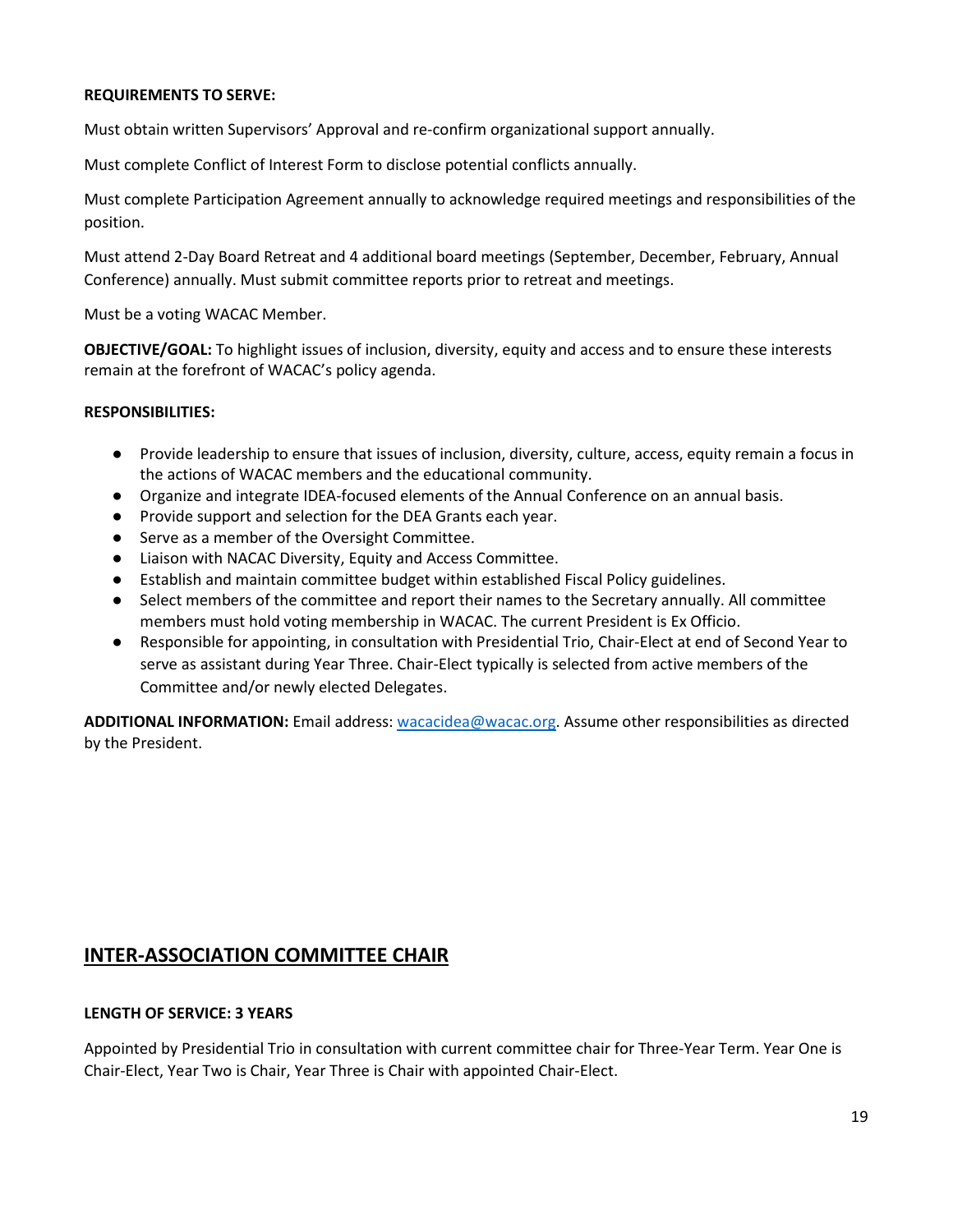**REQUIREMENTS TO SERVE:**

Must obtain written Supervisors' Approval and re-confirm organizational support annually.

Must complete Conflict of Interest Form to disclose potential conflicts annually.

Must complete Participation Agreement annually to acknowledge required meetings and responsibilities of the position.

Must attend 2-Day Board Retreat and 4 additional board meetings (September, December, February, Annual Conference) annually. Must submit committee reports prior to retreat and meetings.

Must be a voting WACAC Member.

**OBJECTIVE/GOAL:** To highlight issues of inclusion, diversity, equity and access and to ensure these interests remain at the forefront of WACAC's policy agenda.

**RESPONSIBILITIES:**

- Provide leadership to ensure that issues of inclusion, diversity, culture, access, equity remain a focus in the actions of WACAC members and the educational community.
- Organize and integrate IDEA-focused elements of the Annual Conference on an annual basis.
- Provide support and selection for the DEA Grants each year.
- Serve as a member of the Oversight Committee.
- Liaison with NACAC Diversity, Equity and Access Committee.
- Establish and maintain committee budget within established Fiscal Policy guidelines.
- Select members of the committee and report their names to the Secretary annually. All committee members must hold voting membership in WACAC. The current President is Ex Officio.
- Responsible for appointing, in consultation with Presidential Trio, Chair-Elect at end of Second Year to serve as assistant during Year Three. Chair-Elect typically is selected from active members of the Committee and/or newly elected Delegates.

**ADDITIONAL INFORMATION:** Email address: wacacidea@wacac.org. Assume other responsibilities as directed by the President.

## INTER-ASSOCIATION COMMITTEE CHAIR

**LENGTH OF SERVICE: 3 YEARS**

Appointed by Presidential Trio in consultation with current committee chair for Three-Year Term. Year One is Chair-Elect, Year Two is Chair, Year Three is Chair with appointed Chair-Elect.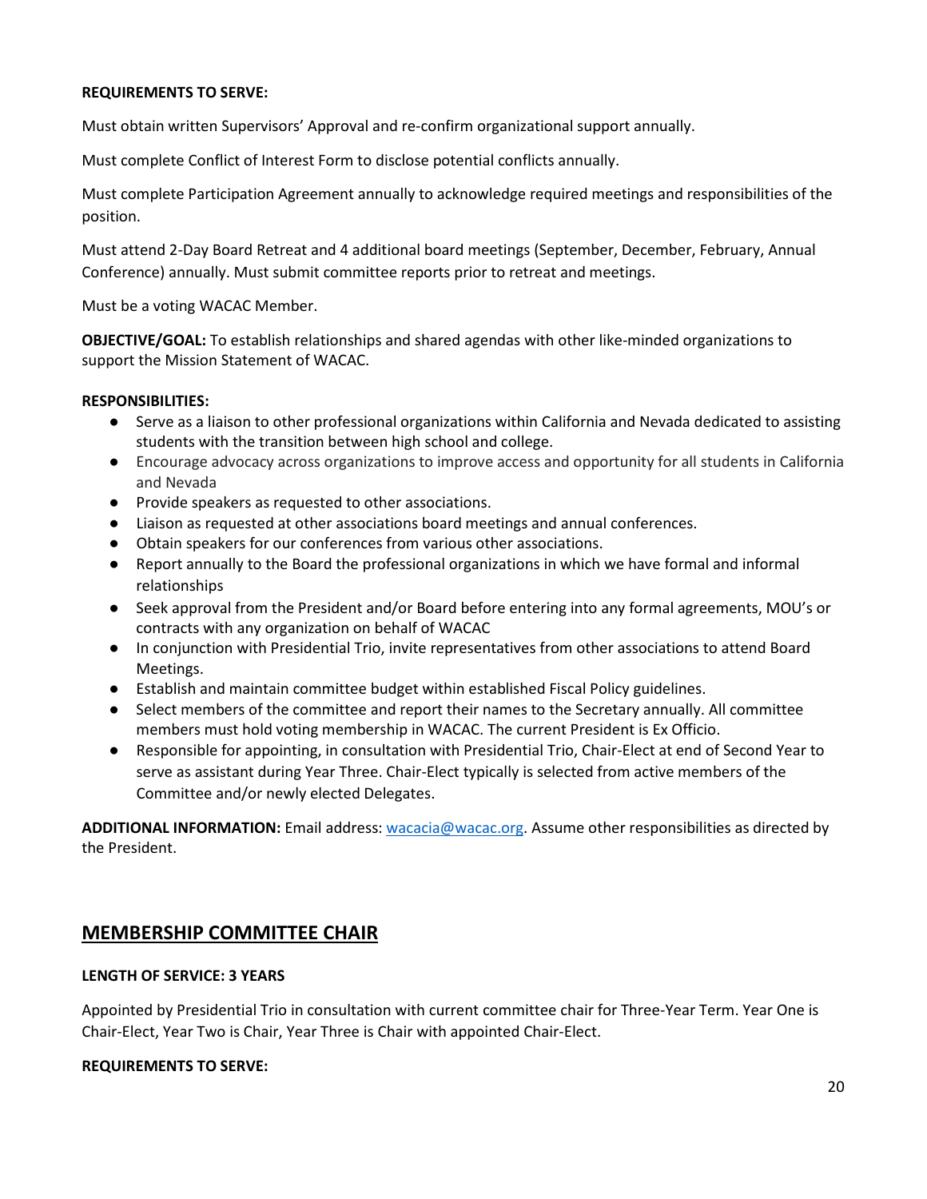**REQUIREMENTS TO SERVE:**

Must obtain written Supervisors' Approval and re-confirm organizational support annually.

Must complete Conflict of Interest Form to disclose potential conflicts annually.

Must complete Participation Agreement annually to acknowledge required meetings and responsibilities of the position.

Must attend 2-Day Board Retreat and 4 additional board meetings (September, December, February, Annual Conference) annually. Must submit committee reports prior to retreat and meetings.

Must be a voting WACAC Member.

**OBJECTIVE/GOAL:** To establish relationships and shared agendas with other like-minded organizations to support the Mission Statement of WACAC.

**RESPONSIBILITIES:**

- Serve as a liaison to other professional organizations within California and Nevada dedicated to assisting students with the transition between high school and college.
- Encourage advocacy across organizations to improve access and opportunity for all students in California and Nevada
- Provide speakers as requested to other associations.
- Liaison as requested at other associations board meetings and annual conferences.
- Obtain speakers for our conferences from various other associations.
- Report annually to the Board the professional organizations in which we have formal and informal relationships
- Seek approval from the President and/or Board before entering into any formal agreements, MOU's or contracts with any organization on behalf of WACAC
- In conjunction with Presidential Trio, invite representatives from other associations to attend Board Meetings.
- Establish and maintain committee budget within established Fiscal Policy guidelines.
- Select members of the committee and report their names to the Secretary annually. All committee members must hold voting membership in WACAC. The current President is Ex Officio.
- Responsible for appointing, in consultation with Presidential Trio, Chair-Elect at end of Second Year to serve as assistant during Year Three. Chair-Elect typically is selected from active members of the Committee and/or newly elected Delegates.

**ADDITIONAL INFORMATION:** Email address: wacacia@wacac.org. Assume other responsibilities as directed by the President.

## MEMBERSHIP COMMITTEE CHAIR

**LENGTH OF SERVICE: 3 YEARS**

Appointed by Presidential Trio in consultation with current committee chair for Three-Year Term. Year One is Chair-Elect, Year Two is Chair, Year Three is Chair with appointed Chair-Elect.

**REQUIREMENTS TO SERVE:**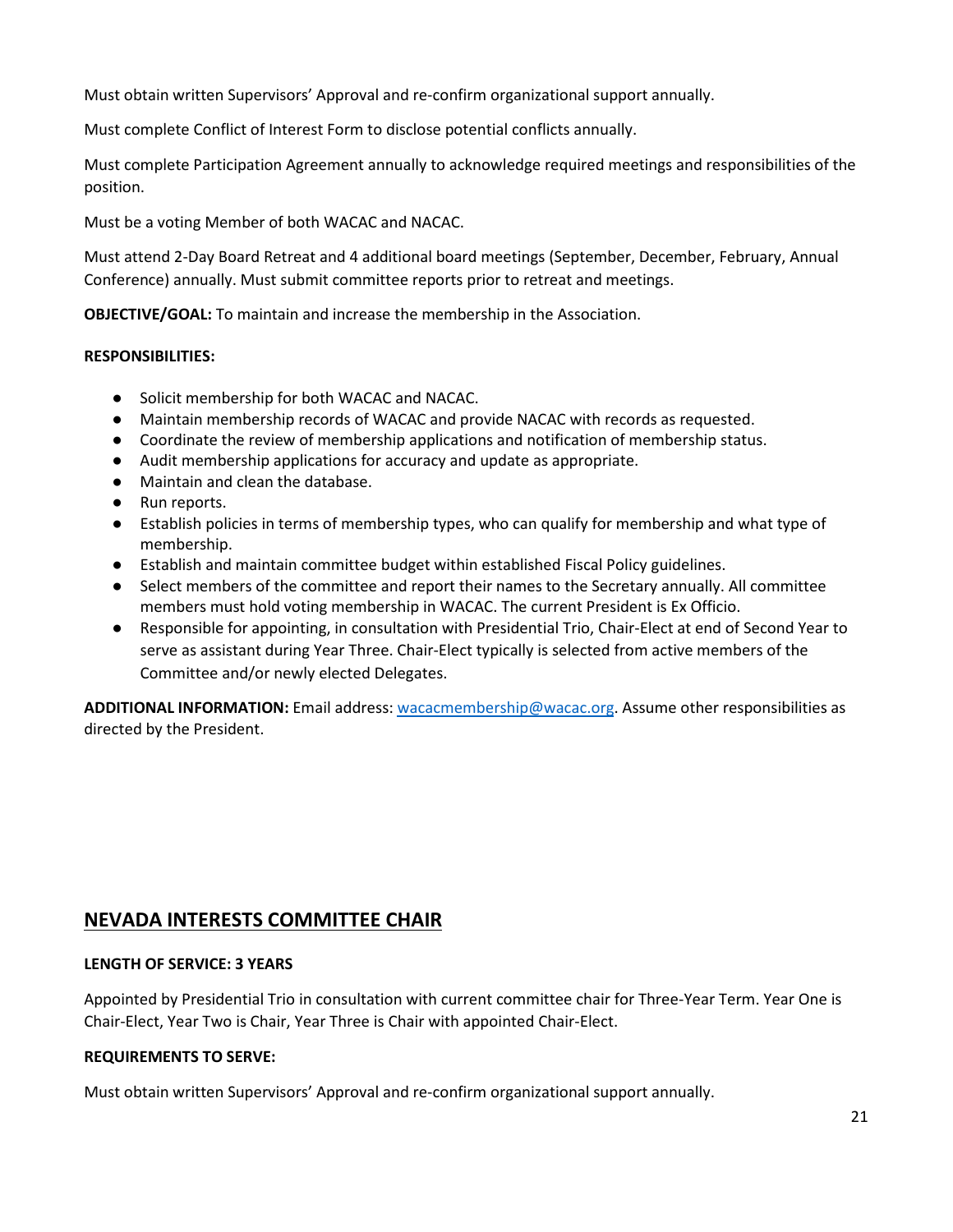Must obtain written Supervisors' Approval and re-confirm organizational support annually.

Must complete Conflict of Interest Form to disclose potential conflicts annually.

Must complete Participation Agreement annually to acknowledge required meetings and responsibilities of the position.

Must be a voting Member of both WACAC and NACAC.

Must attend 2-Day Board Retreat and 4 additional board meetings (September, December, February, Annual Conference) annually. Must submit committee reports prior to retreat and meetings.

**OBJECTIVE/GOAL:** To maintain and increase the membership in the Association.

**RESPONSIBILITIES:**

- Solicit membership for both WACAC and NACAC.
- Maintain membership records of WACAC and provide NACAC with records as requested.
- Coordinate the review of membership applications and notification of membership status.
- Audit membership applications for accuracy and update as appropriate.
- Maintain and clean the database.
- Run reports.
- Establish policies in terms of membership types, who can qualify for membership and what type of membership.
- Establish and maintain committee budget within established Fiscal Policy guidelines.
- Select members of the committee and report their names to the Secretary annually. All committee members must hold voting membership in WACAC. The current President is Ex Officio.
- Responsible for appointing, in consultation with Presidential Trio, Chair-Elect at end of Second Year to serve as assistant during Year Three. Chair-Elect typically is selected from active members of the Committee and/or newly elected Delegates.

**ADDITIONAL INFORMATION:** Email address: wacacmembership@wacac.org. Assume other responsibilities as directed by the President.

## NEVADA INTERESTS COMMITTEE CHAIR

**LENGTH OF SERVICE: 3 YEARS**

Appointed by Presidential Trio in consultation with current committee chair for Three-Year Term. Year One is Chair-Elect, Year Two is Chair, Year Three is Chair with appointed Chair-Elect.

**REQUIREMENTS TO SERVE:**

Must obtain written Supervisors' Approval and re-confirm organizational support annually.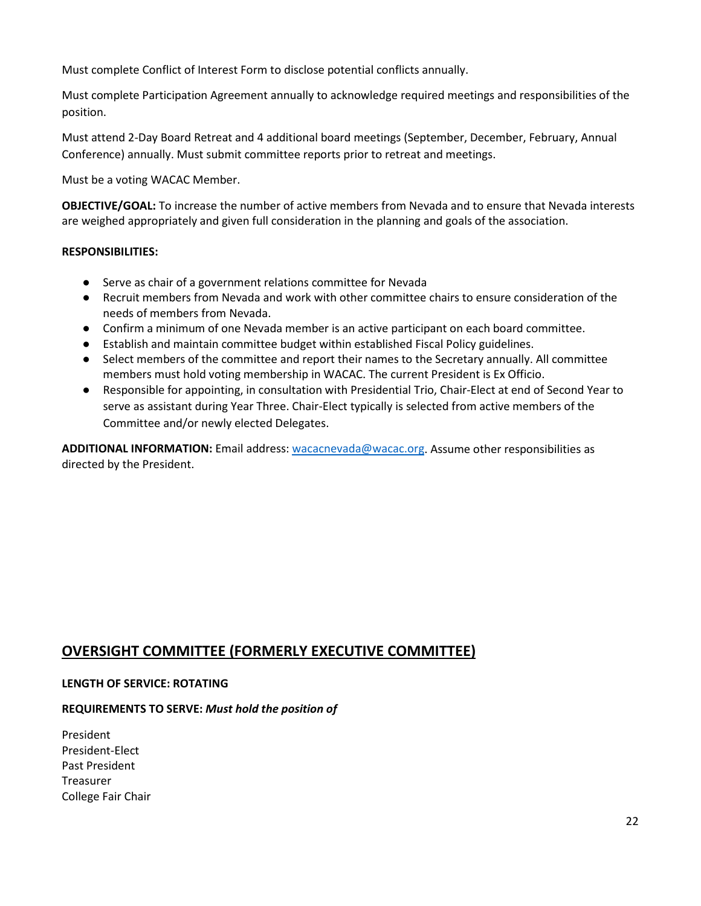Must complete Conflict of Interest Form to disclose potential conflicts annually.

Must complete Participation Agreement annually to acknowledge required meetings and responsibilities of the position.

Must attend 2-Day Board Retreat and 4 additional board meetings (September, December, February, Annual Conference) annually. Must submit committee reports prior to retreat and meetings.

Must be a voting WACAC Member.

**OBJECTIVE/GOAL:** To increase the number of active members from Nevada and to ensure that Nevada interests are weighed appropriately and given full consideration in the planning and goals of the association.

**RESPONSIBILITIES:**

- Serve as chair of a government relations committee for Nevada
- Recruit members from Nevada and work with other committee chairs to ensure consideration of the needs of members from Nevada.
- Confirm a minimum of one Nevada member is an active participant on each board committee.
- Establish and maintain committee budget within established Fiscal Policy guidelines.
- Select members of the committee and report their names to the Secretary annually. All committee members must hold voting membership in WACAC. The current President is Ex Officio.
- Responsible for appointing, in consultation with Presidential Trio, Chair-Elect at end of Second Year to serve as assistant during Year Three. Chair-Elect typically is selected from active members of the Committee and/or newly elected Delegates.

**ADDITIONAL INFORMATION:** Email address: wacacnevada@wacac.org. Assume other responsibilities as directed by the President.

## OVERSIGHT COMMITTEE (FORMERLY EXECUTIVE COMMITTEE)

**LENGTH OF SERVICE: ROTATING**

**REQUIREMENTS TO SERVE:** ***Must hold the position of***

President
President-Elect
Past President
Treasurer
College Fair Chair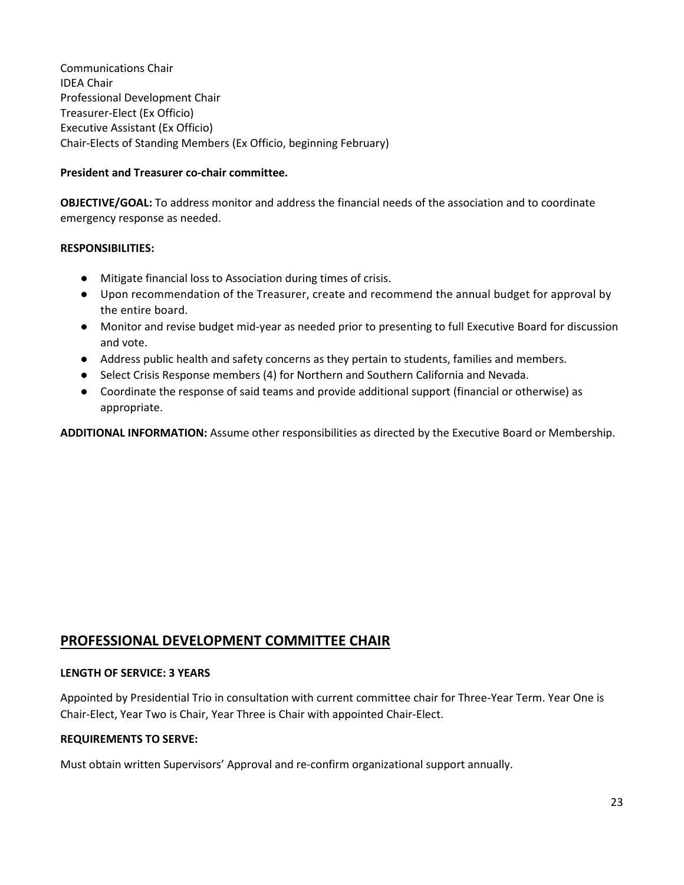Communications Chair
IDEA Chair
Professional Development Chair
Treasurer-Elect (Ex Officio)
Executive Assistant (Ex Officio)
Chair-Elects of Standing Members (Ex Officio, beginning February)

**President and Treasurer co-chair committee.**

**OBJECTIVE/GOAL:** To address monitor and address the financial needs of the association and to coordinate emergency response as needed.

**RESPONSIBILITIES:**

- Mitigate financial loss to Association during times of crisis.
- Upon recommendation of the Treasurer, create and recommend the annual budget for approval by the entire board.
- Monitor and revise budget mid-year as needed prior to presenting to full Executive Board for discussion and vote.
- Address public health and safety concerns as they pertain to students, families and members.
- Select Crisis Response members (4) for Northern and Southern California and Nevada.
- Coordinate the response of said teams and provide additional support (financial or otherwise) as appropriate.

**ADDITIONAL INFORMATION:** Assume other responsibilities as directed by the Executive Board or Membership.

## PROFESSIONAL DEVELOPMENT COMMITTEE CHAIR

**LENGTH OF SERVICE: 3 YEARS**

Appointed by Presidential Trio in consultation with current committee chair for Three-Year Term. Year One is Chair-Elect, Year Two is Chair, Year Three is Chair with appointed Chair-Elect.

**REQUIREMENTS TO SERVE:**

Must obtain written Supervisors' Approval and re-confirm organizational support annually.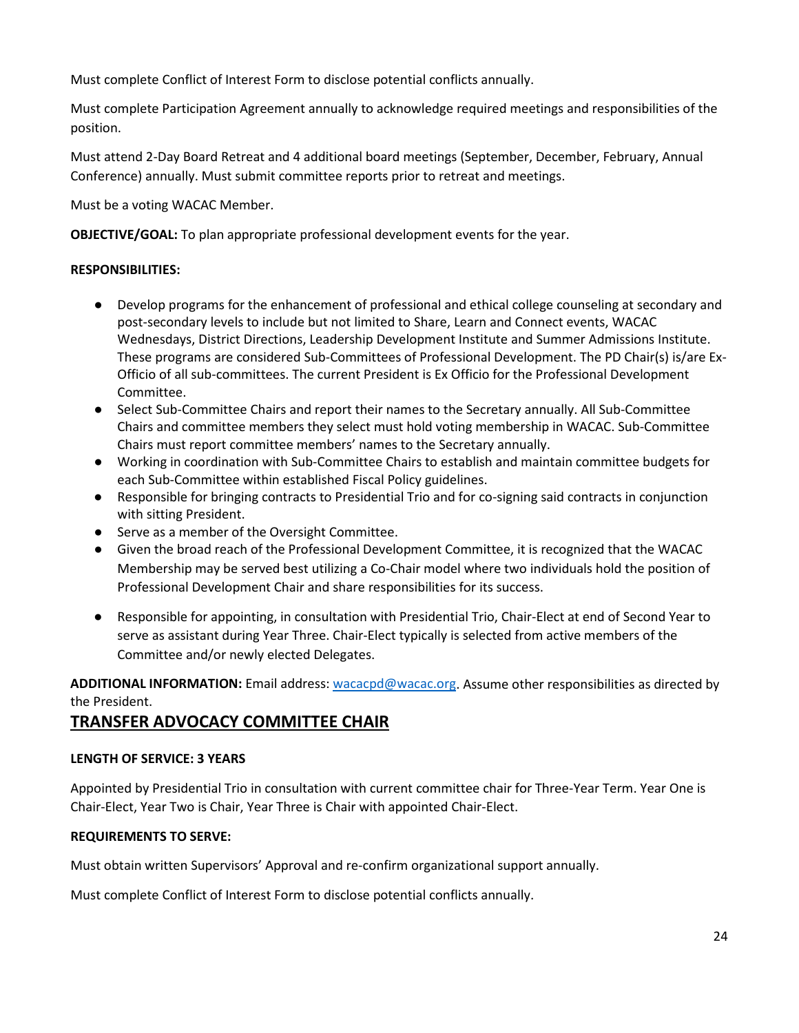Must complete Conflict of Interest Form to disclose potential conflicts annually.

Must complete Participation Agreement annually to acknowledge required meetings and responsibilities of the position.

Must attend 2-Day Board Retreat and 4 additional board meetings (September, December, February, Annual Conference) annually. Must submit committee reports prior to retreat and meetings.

Must be a voting WACAC Member.

**OBJECTIVE/GOAL:** To plan appropriate professional development events for the year.

**RESPONSIBILITIES:**

- Develop programs for the enhancement of professional and ethical college counseling at secondary and post-secondary levels to include but not limited to Share, Learn and Connect events, WACAC Wednesdays, District Directions, Leadership Development Institute and Summer Admissions Institute. These programs are considered Sub-Committees of Professional Development. The PD Chair(s) is/are Ex-Officio of all sub-committees. The current President is Ex Officio for the Professional Development Committee.
- Select Sub-Committee Chairs and report their names to the Secretary annually. All Sub-Committee Chairs and committee members they select must hold voting membership in WACAC. Sub-Committee Chairs must report committee members' names to the Secretary annually.
- Working in coordination with Sub-Committee Chairs to establish and maintain committee budgets for each Sub-Committee within established Fiscal Policy guidelines.
- Responsible for bringing contracts to Presidential Trio and for co-signing said contracts in conjunction with sitting President.
- Serve as a member of the Oversight Committee.
- Given the broad reach of the Professional Development Committee, it is recognized that the WACAC Membership may be served best utilizing a Co-Chair model where two individuals hold the position of Professional Development Chair and share responsibilities for its success.
- Responsible for appointing, in consultation with Presidential Trio, Chair-Elect at end of Second Year to serve as assistant during Year Three. Chair-Elect typically is selected from active members of the Committee and/or newly elected Delegates.

**ADDITIONAL INFORMATION:** Email address: wacacpd@wacac.org. Assume other responsibilities as directed by the President.

## TRANSFER ADVOCACY COMMITTEE CHAIR

**LENGTH OF SERVICE: 3 YEARS**

Appointed by Presidential Trio in consultation with current committee chair for Three-Year Term. Year One is Chair-Elect, Year Two is Chair, Year Three is Chair with appointed Chair-Elect.

**REQUIREMENTS TO SERVE:**

Must obtain written Supervisors' Approval and re-confirm organizational support annually.

Must complete Conflict of Interest Form to disclose potential conflicts annually.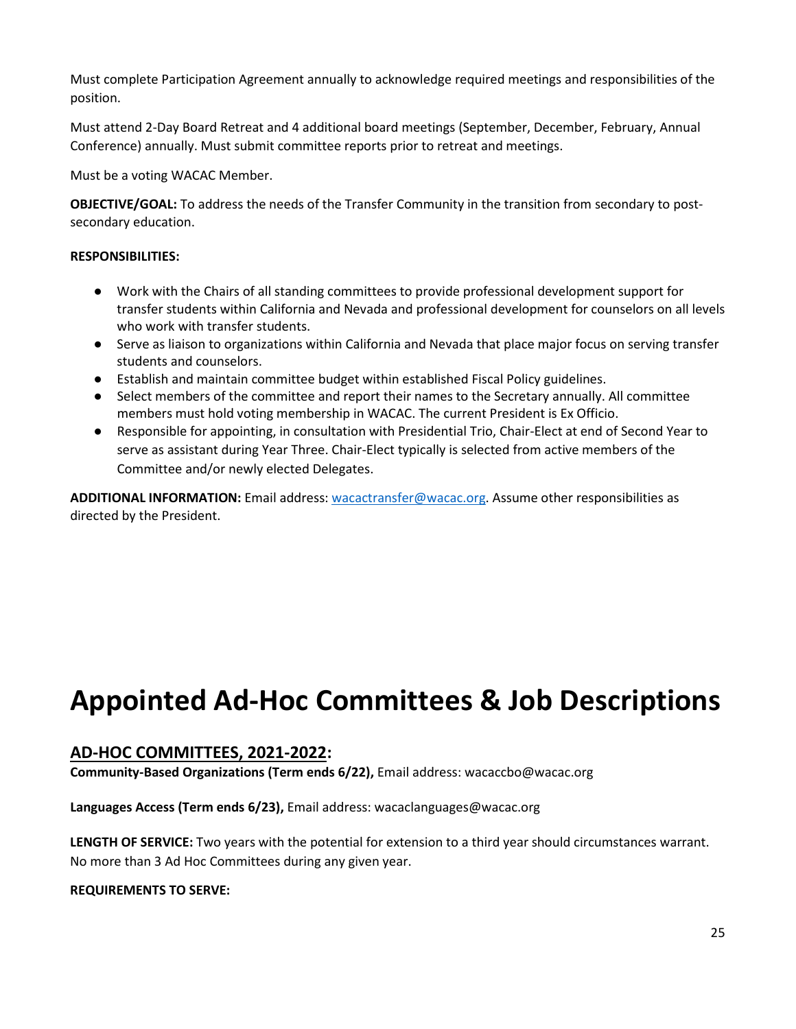Must complete Participation Agreement annually to acknowledge required meetings and responsibilities of the position.

Must attend 2-Day Board Retreat and 4 additional board meetings (September, December, February, Annual Conference) annually. Must submit committee reports prior to retreat and meetings.

Must be a voting WACAC Member.

**OBJECTIVE/GOAL:** To address the needs of the Transfer Community in the transition from secondary to post-secondary education.

**RESPONSIBILITIES:**

- Work with the Chairs of all standing committees to provide professional development support for transfer students within California and Nevada and professional development for counselors on all levels who work with transfer students.
- Serve as liaison to organizations within California and Nevada that place major focus on serving transfer students and counselors.
- Establish and maintain committee budget within established Fiscal Policy guidelines.
- Select members of the committee and report their names to the Secretary annually. All committee members must hold voting membership in WACAC. The current President is Ex Officio.
- Responsible for appointing, in consultation with Presidential Trio, Chair-Elect at end of Second Year to serve as assistant during Year Three. Chair-Elect typically is selected from active members of the Committee and/or newly elected Delegates.

**ADDITIONAL INFORMATION:** Email address: wacactransfer@wacac.org. Assume other responsibilities as directed by the President.

# Appointed Ad-Hoc Committees & Job Descriptions

## AD-HOC COMMITTEES, 2021-2022:

**Community-Based Organizations (Term ends 6/22),** Email address: wacaccbo@wacac.org

**Languages Access (Term ends 6/23),** Email address: wacaclanguages@wacac.org

**LENGTH OF SERVICE:** Two years with the potential for extension to a third year should circumstances warrant. No more than 3 Ad Hoc Committees during any given year.

**REQUIREMENTS TO SERVE:**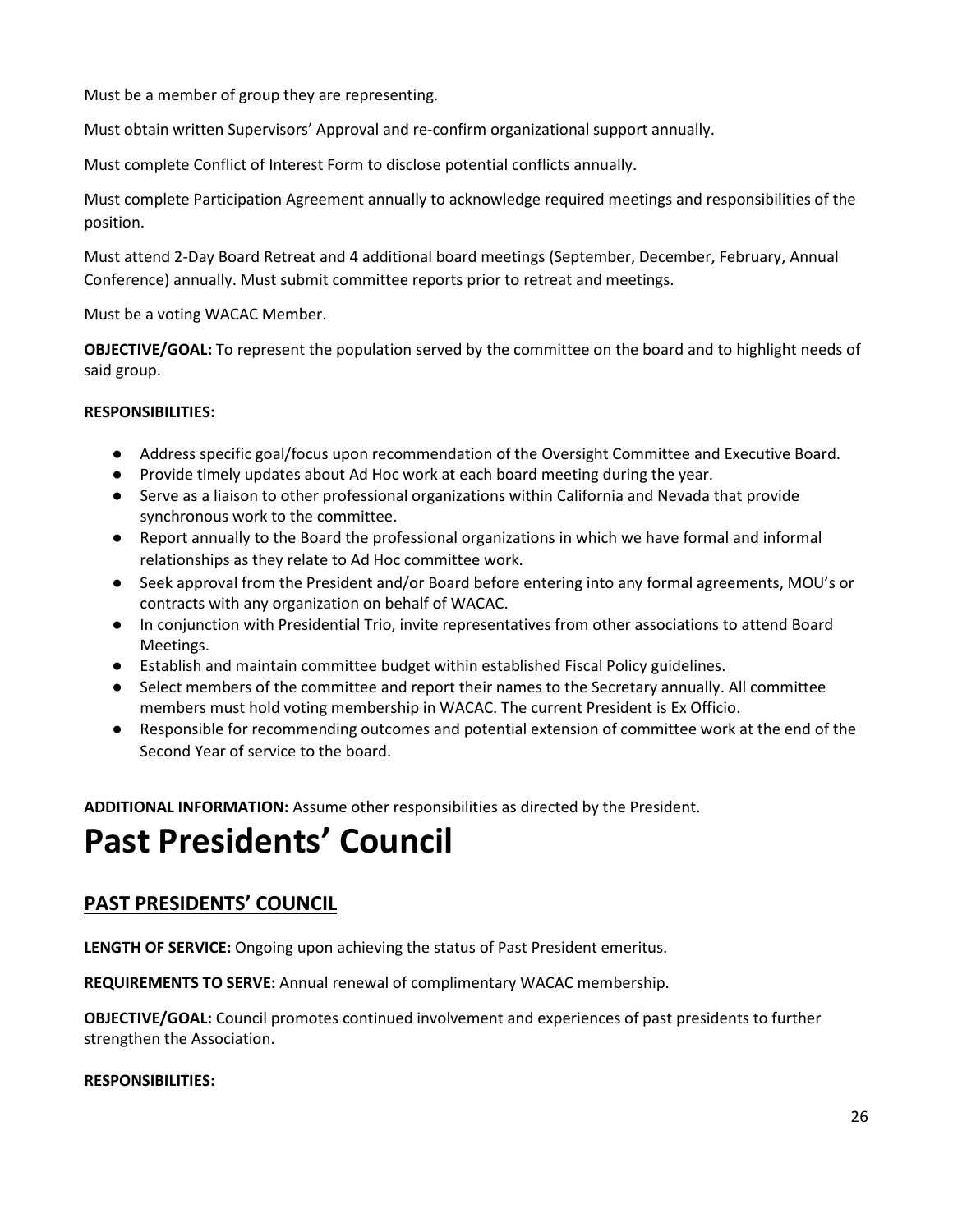Must be a member of group they are representing.

Must obtain written Supervisors' Approval and re-confirm organizational support annually.

Must complete Conflict of Interest Form to disclose potential conflicts annually.

Must complete Participation Agreement annually to acknowledge required meetings and responsibilities of the position.

Must attend 2-Day Board Retreat and 4 additional board meetings (September, December, February, Annual Conference) annually. Must submit committee reports prior to retreat and meetings.

Must be a voting WACAC Member.

**OBJECTIVE/GOAL:** To represent the population served by the committee on the board and to highlight needs of said group.

**RESPONSIBILITIES:**

- Address specific goal/focus upon recommendation of the Oversight Committee and Executive Board.
- Provide timely updates about Ad Hoc work at each board meeting during the year.
- Serve as a liaison to other professional organizations within California and Nevada that provide synchronous work to the committee.
- Report annually to the Board the professional organizations in which we have formal and informal relationships as they relate to Ad Hoc committee work.
- Seek approval from the President and/or Board before entering into any formal agreements, MOU's or contracts with any organization on behalf of WACAC.
- In conjunction with Presidential Trio, invite representatives from other associations to attend Board Meetings.
- Establish and maintain committee budget within established Fiscal Policy guidelines.
- Select members of the committee and report their names to the Secretary annually. All committee members must hold voting membership in WACAC. The current President is Ex Officio.
- Responsible for recommending outcomes and potential extension of committee work at the end of the Second Year of service to the board.

**ADDITIONAL INFORMATION:** Assume other responsibilities as directed by the President.

# Past Presidents' Council

## PAST PRESIDENTS' COUNCIL

**LENGTH OF SERVICE:** Ongoing upon achieving the status of Past President emeritus.

**REQUIREMENTS TO SERVE:** Annual renewal of complimentary WACAC membership.

**OBJECTIVE/GOAL:** Council promotes continued involvement and experiences of past presidents to further strengthen the Association.

**RESPONSIBILITIES:**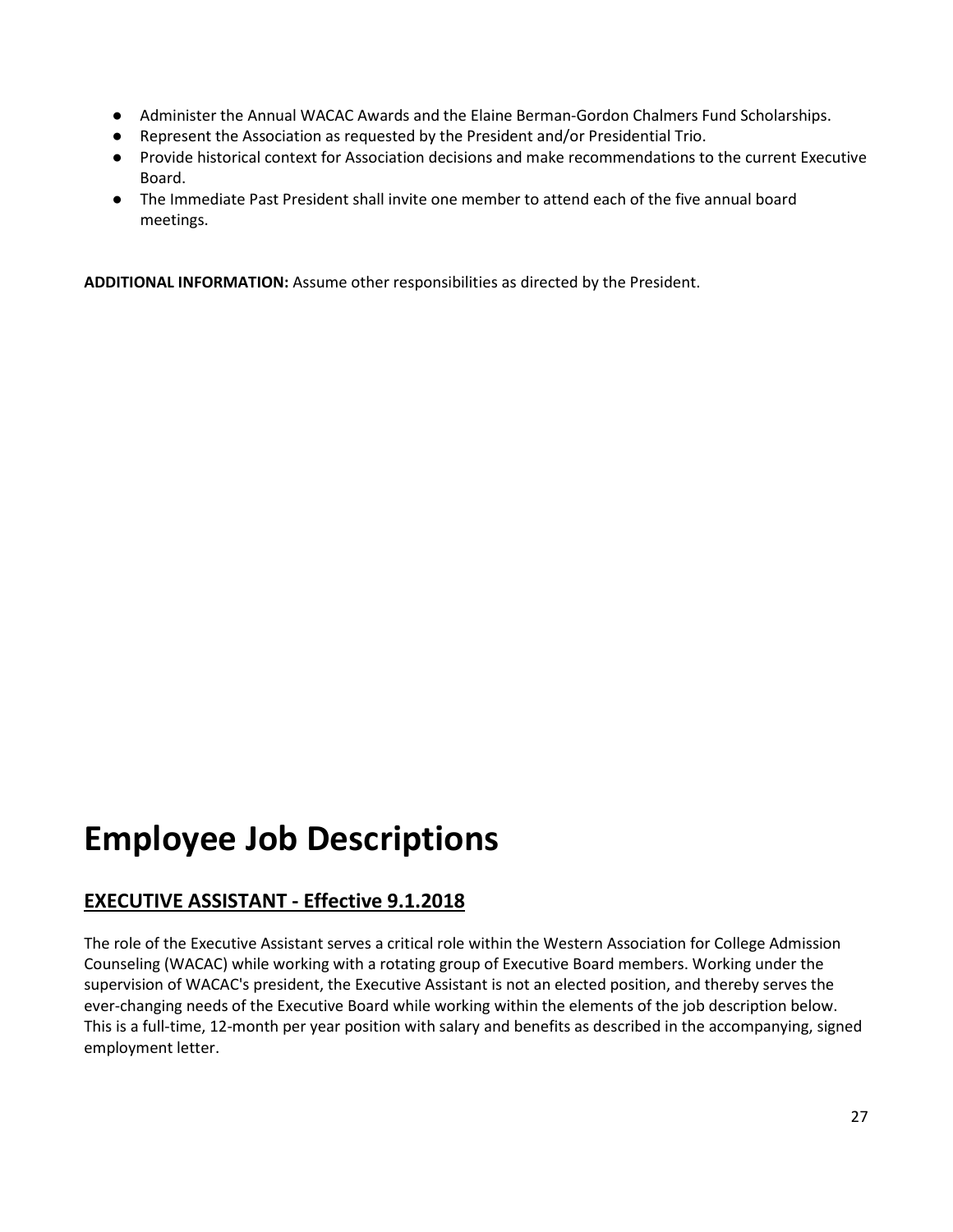- Administer the Annual WACAC Awards and the Elaine Berman-Gordon Chalmers Fund Scholarships.
- Represent the Association as requested by the President and/or Presidential Trio.
- Provide historical context for Association decisions and make recommendations to the current Executive Board.
- The Immediate Past President shall invite one member to attend each of the five annual board meetings.

**ADDITIONAL INFORMATION:** Assume other responsibilities as directed by the President.

# Employee Job Descriptions

## EXECUTIVE ASSISTANT - Effective 9.1.2018

The role of the Executive Assistant serves a critical role within the Western Association for College Admission Counseling (WACAC) while working with a rotating group of Executive Board members. Working under the supervision of WACAC's president, the Executive Assistant is not an elected position, and thereby serves the ever-changing needs of the Executive Board while working within the elements of the job description below. This is a full-time, 12-month per year position with salary and benefits as described in the accompanying, signed employment letter.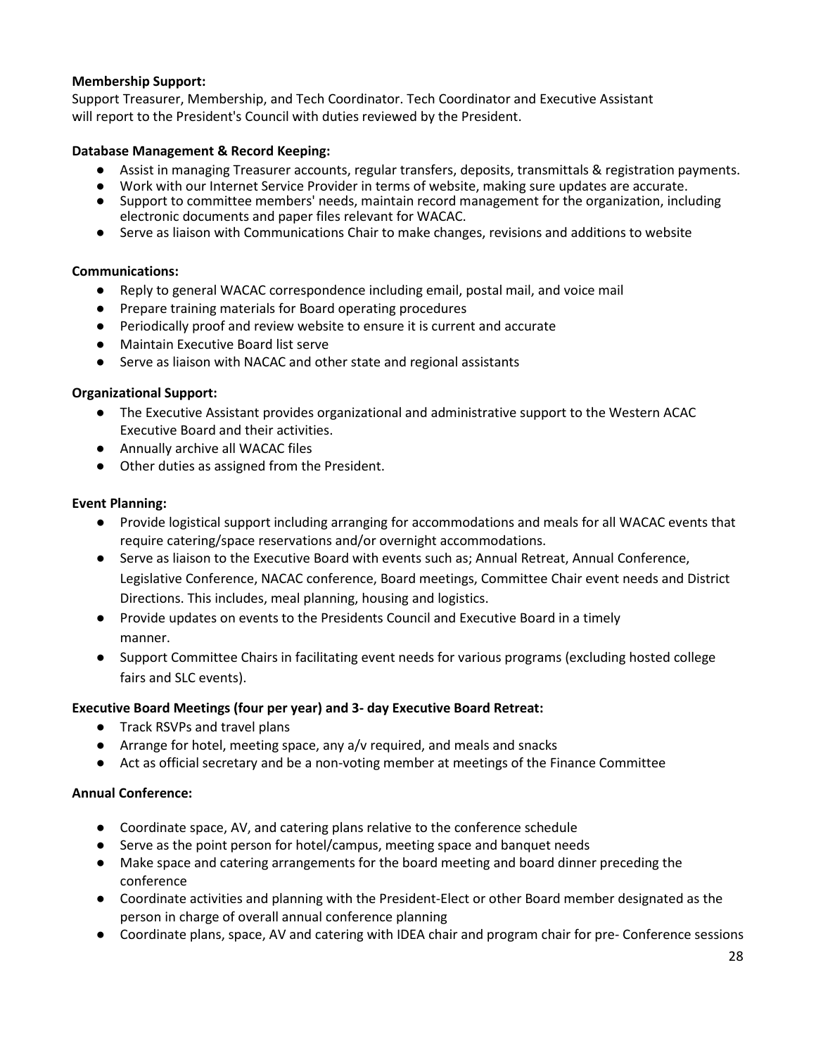**Membership Support:**
Support Treasurer, Membership, and Tech Coordinator. Tech Coordinator and Executive Assistant will report to the President's Council with duties reviewed by the President.

**Database Management & Record Keeping:**

- Assist in managing Treasurer accounts, regular transfers, deposits, transmittals & registration payments.
- Work with our Internet Service Provider in terms of website, making sure updates are accurate.
- Support to committee members' needs, maintain record management for the organization, including electronic documents and paper files relevant for WACAC.
- Serve as liaison with Communications Chair to make changes, revisions and additions to website

**Communications:**

- Reply to general WACAC correspondence including email, postal mail, and voice mail
- Prepare training materials for Board operating procedures
- Periodically proof and review website to ensure it is current and accurate
- Maintain Executive Board list serve
- Serve as liaison with NACAC and other state and regional assistants

**Organizational Support:**

- The Executive Assistant provides organizational and administrative support to the Western ACAC Executive Board and their activities.
- Annually archive all WACAC files
- Other duties as assigned from the President.

**Event Planning:**

- Provide logistical support including arranging for accommodations and meals for all WACAC events that require catering/space reservations and/or overnight accommodations.
- Serve as liaison to the Executive Board with events such as; Annual Retreat, Annual Conference, Legislative Conference, NACAC conference, Board meetings, Committee Chair event needs and District Directions. This includes, meal planning, housing and logistics.
- Provide updates on events to the Presidents Council and Executive Board in a timely manner.
- Support Committee Chairs in facilitating event needs for various programs (excluding hosted college fairs and SLC events).

**Executive Board Meetings (four per year) and 3- day Executive Board Retreat:**

- Track RSVPs and travel plans
- Arrange for hotel, meeting space, any a/v required, and meals and snacks
- Act as official secretary and be a non-voting member at meetings of the Finance Committee

**Annual Conference:**

- Coordinate space, AV, and catering plans relative to the conference schedule
- Serve as the point person for hotel/campus, meeting space and banquet needs
- Make space and catering arrangements for the board meeting and board dinner preceding the conference
- Coordinate activities and planning with the President-Elect or other Board member designated as the person in charge of overall annual conference planning
- Coordinate plans, space, AV and catering with IDEA chair and program chair for pre- Conference sessions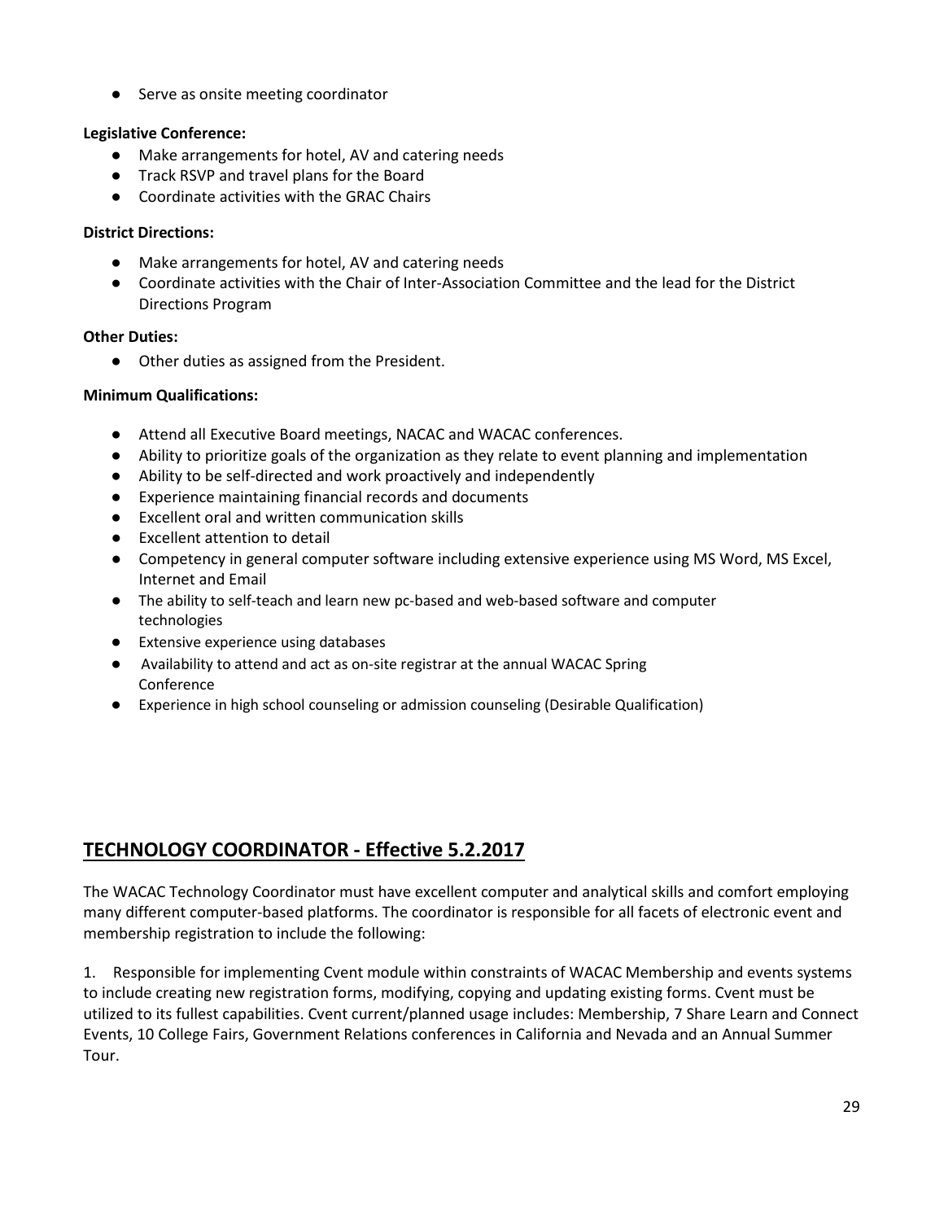- Serve as onsite meeting coordinator

**Legislative Conference:**

- Make arrangements for hotel, AV and catering needs
- Track RSVP and travel plans for the Board
- Coordinate activities with the GRAC Chairs

**District Directions:**

- Make arrangements for hotel, AV and catering needs
- Coordinate activities with the Chair of Inter-Association Committee and the lead for the District Directions Program

**Other Duties:**

- Other duties as assigned from the President.

**Minimum Qualifications:**

- Attend all Executive Board meetings, NACAC and WACAC conferences.
- Ability to prioritize goals of the organization as they relate to event planning and implementation
- Ability to be self-directed and work proactively and independently
- Experience maintaining financial records and documents
- Excellent oral and written communication skills
- Excellent attention to detail
- Competency in general computer software including extensive experience using MS Word, MS Excel, Internet and Email
- The ability to self-teach and learn new pc-based and web-based software and computer technologies
- Extensive experience using databases
- Availability to attend and act as on-site registrar at the annual WACAC Spring Conference
- Experience in high school counseling or admission counseling (Desirable Qualification)

## TECHNOLOGY COORDINATOR - Effective 5.2.2017

The WACAC Technology Coordinator must have excellent computer and analytical skills and comfort employing many different computer-based platforms. The coordinator is responsible for all facets of electronic event and membership registration to include the following:

1. Responsible for implementing Cvent module within constraints of WACAC Membership and events systems to include creating new registration forms, modifying, copying and updating existing forms. Cvent must be utilized to its fullest capabilities. Cvent current/planned usage includes: Membership, 7 Share Learn and Connect Events, 10 College Fairs, Government Relations conferences in California and Nevada and an Annual Summer Tour.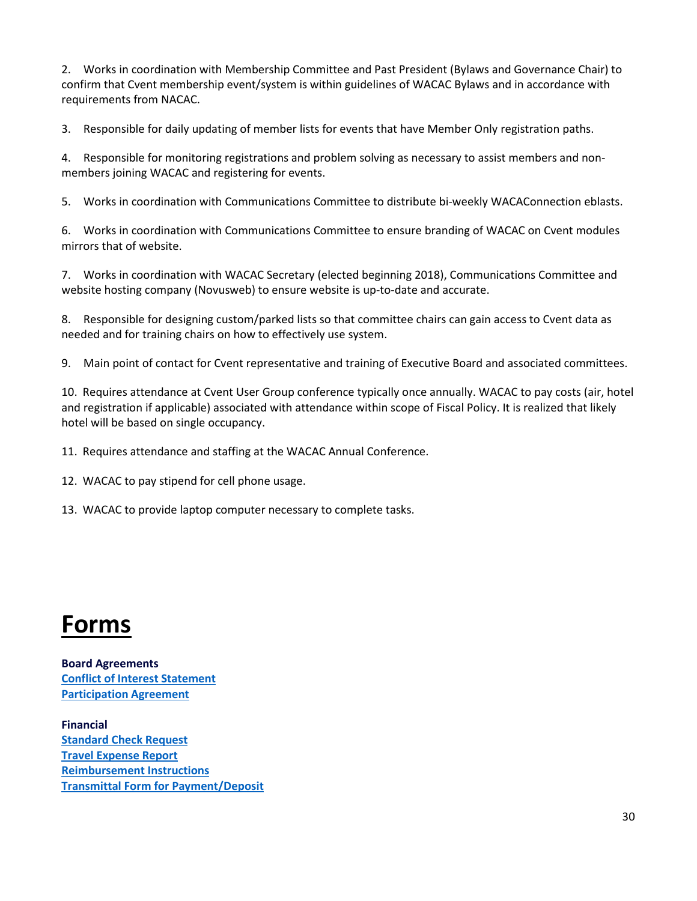2. Works in coordination with Membership Committee and Past President (Bylaws and Governance Chair) to confirm that Cvent membership event/system is within guidelines of WACAC Bylaws and in accordance with requirements from NACAC.

3. Responsible for daily updating of member lists for events that have Member Only registration paths.

4. Responsible for monitoring registrations and problem solving as necessary to assist members and non-members joining WACAC and registering for events.

5. Works in coordination with Communications Committee to distribute bi-weekly WACAConnection eblasts.

6. Works in coordination with Communications Committee to ensure branding of WACAC on Cvent modules mirrors that of website.

7. Works in coordination with WACAC Secretary (elected beginning 2018), Communications Committee and website hosting company (Novusweb) to ensure website is up-to-date and accurate.

8. Responsible for designing custom/parked lists so that committee chairs can gain access to Cvent data as needed and for training chairs on how to effectively use system.

9. Main point of contact for Cvent representative and training of Executive Board and associated committees.

10. Requires attendance at Cvent User Group conference typically once annually. WACAC to pay costs (air, hotel and registration if applicable) associated with attendance within scope of Fiscal Policy. It is realized that likely hotel will be based on single occupancy.

11. Requires attendance and staffing at the WACAC Annual Conference.

12. WACAC to pay stipend for cell phone usage.

13. WACAC to provide laptop computer necessary to complete tasks.

# Forms

**Board Agreements**
**Conflict of Interest Statement**
**Participation Agreement**

**Financial**
**Standard Check Request**
**Travel Expense Report**
**Reimbursement Instructions**
**Transmittal Form for Payment/Deposit**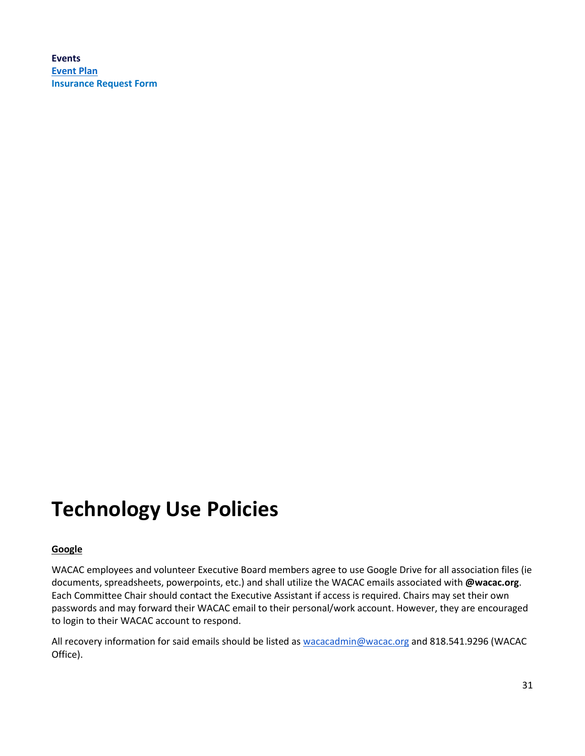**Events**
[Event Plan](#)
**Insurance Request Form**

# Technology Use Policies

**Google**

WACAC employees and volunteer Executive Board members agree to use Google Drive for all association files (ie documents, spreadsheets, powerpoints, etc.) and shall utilize the WACAC emails associated with **@wacac.org**. Each Committee Chair should contact the Executive Assistant if access is required. Chairs may set their own passwords and may forward their WACAC email to their personal/work account. However, they are encouraged to login to their WACAC account to respond.

All recovery information for said emails should be listed as wacacadmin@wacac.org and 818.541.9296 (WACAC Office).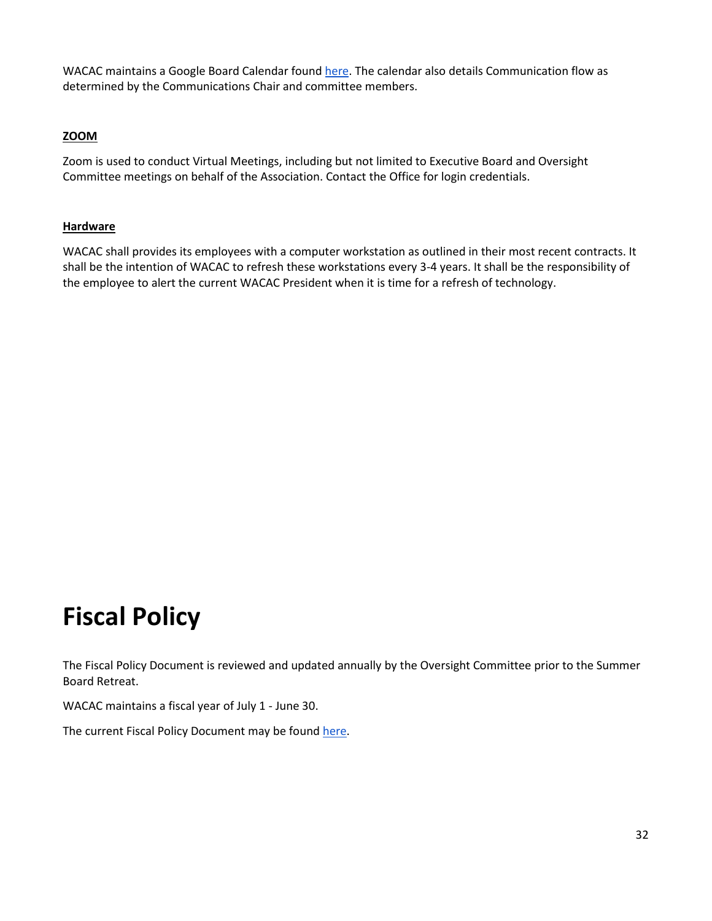WACAC maintains a Google Board Calendar found here. The calendar also details Communication flow as determined by the Communications Chair and committee members.

**ZOOM**

Zoom is used to conduct Virtual Meetings, including but not limited to Executive Board and Oversight Committee meetings on behalf of the Association. Contact the Office for login credentials.

**Hardware**

WACAC shall provides its employees with a computer workstation as outlined in their most recent contracts. It shall be the intention of WACAC to refresh these workstations every 3-4 years. It shall be the responsibility of the employee to alert the current WACAC President when it is time for a refresh of technology.

# Fiscal Policy

The Fiscal Policy Document is reviewed and updated annually by the Oversight Committee prior to the Summer Board Retreat.

WACAC maintains a fiscal year of July 1 - June 30.

The current Fiscal Policy Document may be found here.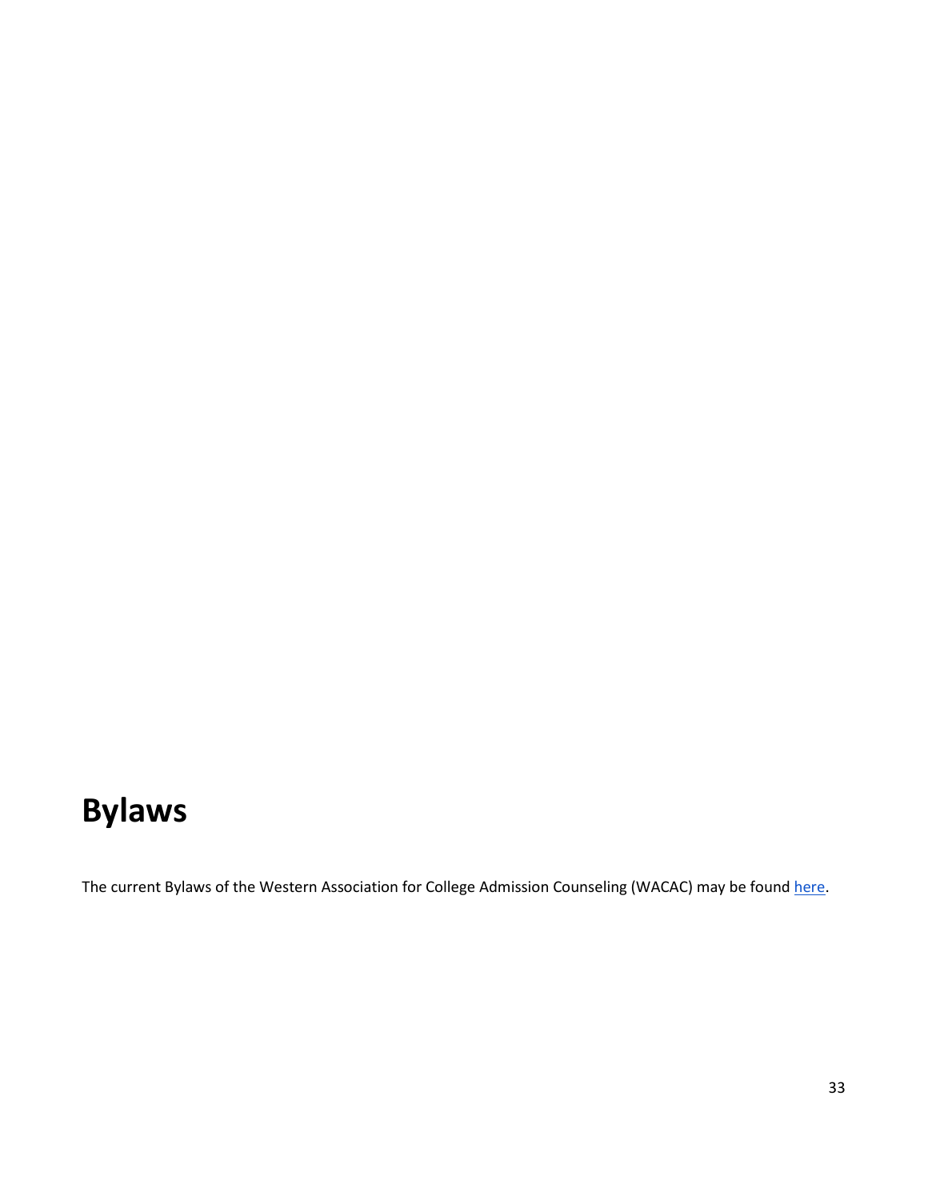# Bylaws

The current Bylaws of the Western Association for College Admission Counseling (WACAC) may be found here.